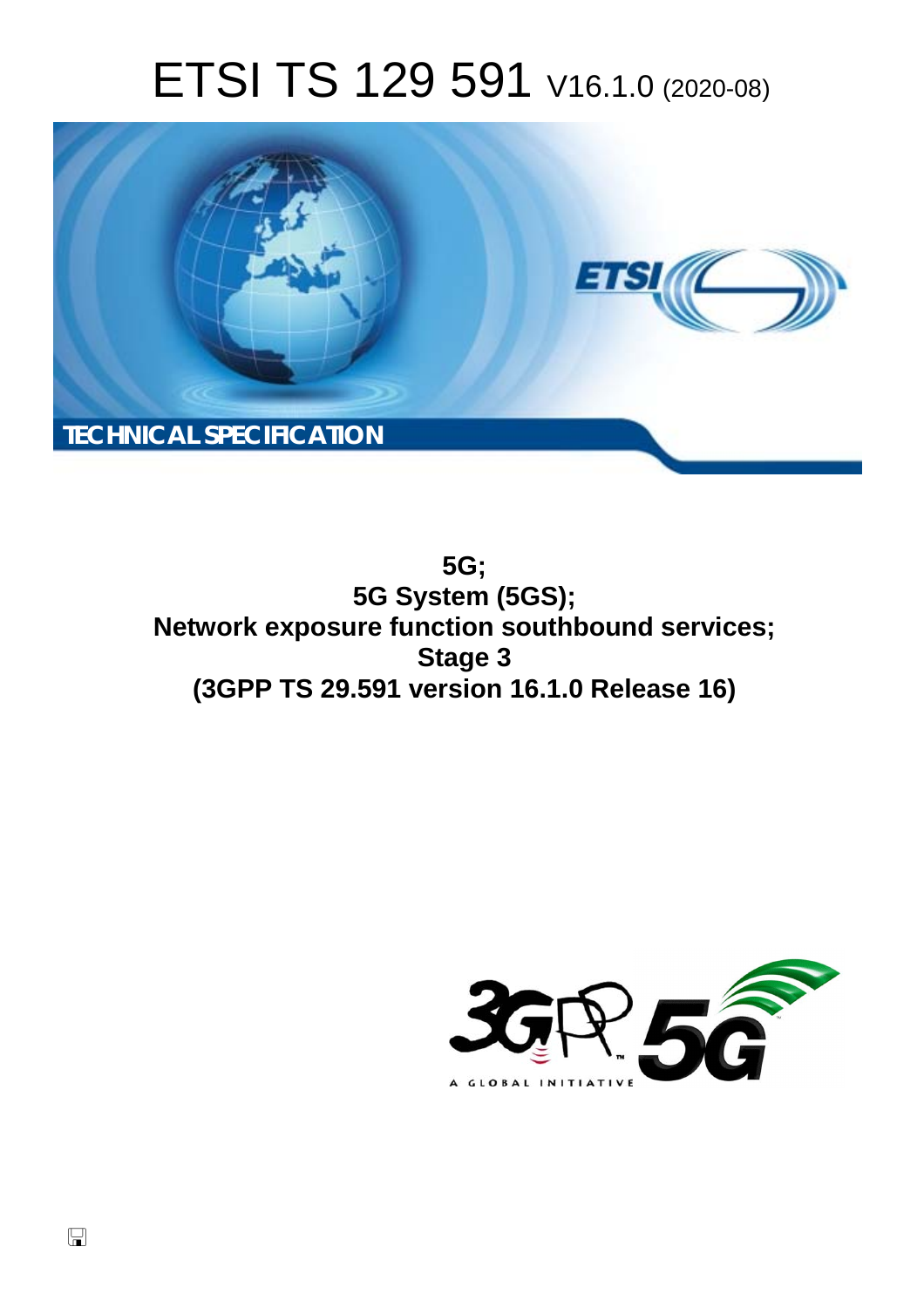# ETSI TS 129 591 V16.1.0 (2020-08)

TECHNICAL SPECIFICATION

**5G;**
**5G System (5GS);**
**Network exposure function southbound services;**
**Stage 3**
**(3GPP TS 29.591 version 16.1.0 Release 16)**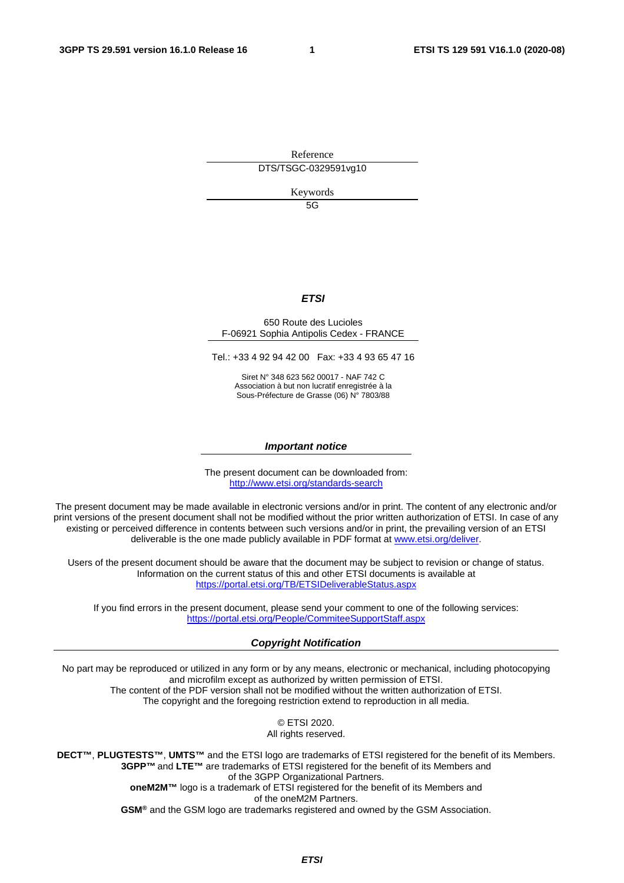Reference

DTS/TSGC-0329591vg10

Keywords

5G

***ETSI***

650 Route des Lucioles
F-06921 Sophia Antipolis Cedex - FRANCE

Tel.: +33 4 92 94 42 00 Fax: +33 4 93 65 47 16

Siret N° 348 623 562 00017 - NAF 742 C
Association à but non lucratif enregistrée à la
Sous-Préfecture de Grasse (06) N° 7803/88

***Important notice***

The present document can be downloaded from:
http://www.etsi.org/standards-search

The present document may be made available in electronic versions and/or in print. The content of any electronic and/or print versions of the present document shall not be modified without the prior written authorization of ETSI. In case of any existing or perceived difference in contents between such versions and/or in print, the prevailing version of an ETSI deliverable is the one made publicly available in PDF format at www.etsi.org/deliver.

Users of the present document should be aware that the document may be subject to revision or change of status. Information on the current status of this and other ETSI documents is available at https://portal.etsi.org/TB/ETSIDeliverableStatus.aspx

If you find errors in the present document, please send your comment to one of the following services:
https://portal.etsi.org/People/CommiteeSupportStaff.aspx

***Copyright Notification***

No part may be reproduced or utilized in any form or by any means, electronic or mechanical, including photocopying and microfilm except as authorized by written permission of ETSI.
The content of the PDF version shall not be modified without the written authorization of ETSI.
The copyright and the foregoing restriction extend to reproduction in all media.

© ETSI 2020.
All rights reserved.

**DECT™**, **PLUGTESTS™**, **UMTS™** and the ETSI logo are trademarks of ETSI registered for the benefit of its Members.
**3GPP™** and **LTE™** are trademarks of ETSI registered for the benefit of its Members and of the 3GPP Organizational Partners.
**oneM2M™** logo is a trademark of ETSI registered for the benefit of its Members and of the oneM2M Partners.
**GSM®** and the GSM logo are trademarks registered and owned by the GSM Association.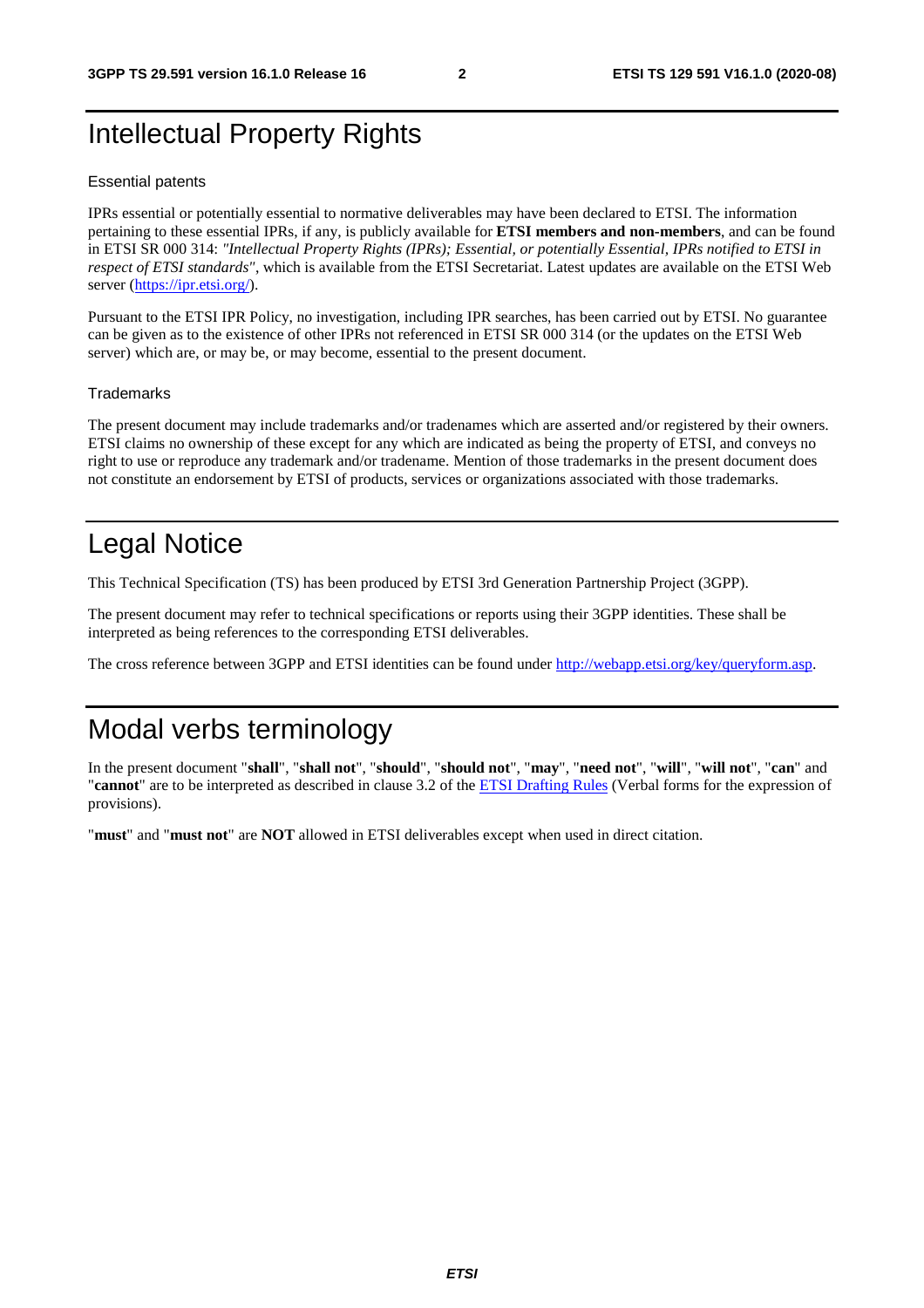# Intellectual Property Rights

## Essential patents

IPRs essential or potentially essential to normative deliverables may have been declared to ETSI. The information pertaining to these essential IPRs, if any, is publicly available for **ETSI members and non-members**, and can be found in ETSI SR 000 314: *"Intellectual Property Rights (IPRs); Essential, or potentially Essential, IPRs notified to ETSI in respect of ETSI standards"*, which is available from the ETSI Secretariat. Latest updates are available on the ETSI Web server (https://ipr.etsi.org/).

Pursuant to the ETSI IPR Policy, no investigation, including IPR searches, has been carried out by ETSI. No guarantee can be given as to the existence of other IPRs not referenced in ETSI SR 000 314 (or the updates on the ETSI Web server) which are, or may be, or may become, essential to the present document.

## Trademarks

The present document may include trademarks and/or tradenames which are asserted and/or registered by their owners. ETSI claims no ownership of these except for any which are indicated as being the property of ETSI, and conveys no right to use or reproduce any trademark and/or tradename. Mention of those trademarks in the present document does not constitute an endorsement by ETSI of products, services or organizations associated with those trademarks.

# Legal Notice

This Technical Specification (TS) has been produced by ETSI 3rd Generation Partnership Project (3GPP).

The present document may refer to technical specifications or reports using their 3GPP identities. These shall be interpreted as being references to the corresponding ETSI deliverables.

The cross reference between 3GPP and ETSI identities can be found under http://webapp.etsi.org/key/queryform.asp.

# Modal verbs terminology

In the present document "**shall**", "**shall not**", "**should**", "**should not**", "**may**", "**need not**", "**will**", "**will not**", "**can**" and "**cannot**" are to be interpreted as described in clause 3.2 of the ETSI Drafting Rules (Verbal forms for the expression of provisions).

"**must**" and "**must not**" are **NOT** allowed in ETSI deliverables except when used in direct citation.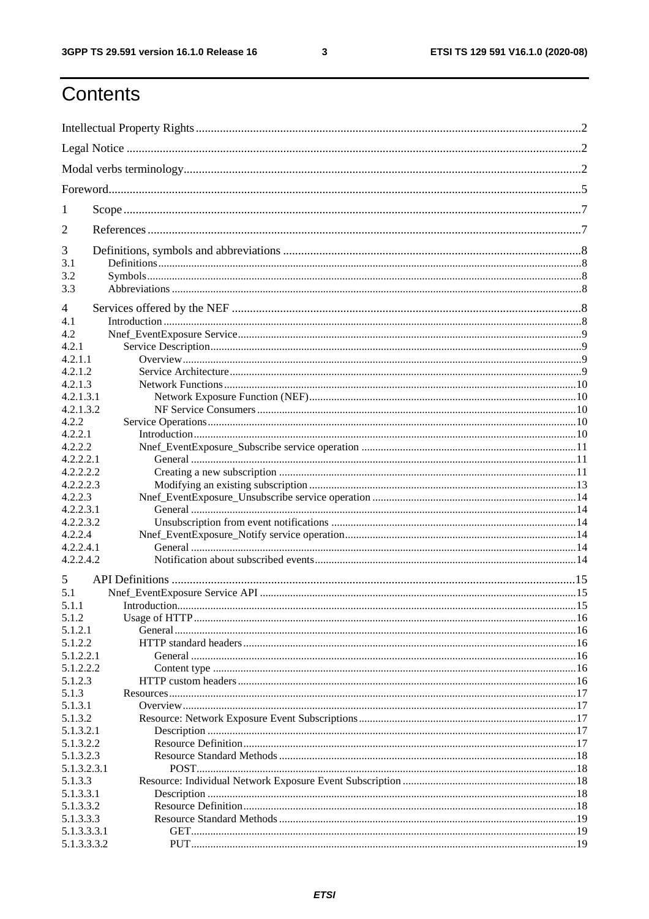# Contents

Intellectual Property Rights ..... 2

Legal Notice ..... 2

Modal verbs terminology ..... 2

Foreword ..... 5

1 Scope ..... 7

2 References ..... 7

3 Definitions, symbols and abbreviations ..... 8
- 3.1 Definitions ..... 8
- 3.2 Symbols ..... 8
- 3.3 Abbreviations ..... 8

4 Services offered by the NEF ..... 8
- 4.1 Introduction ..... 8
- 4.2 Nnef_EventExposure Service ..... 9
- 4.2.1 Service Description ..... 9
- 4.2.1.1 Overview ..... 9
- 4.2.1.2 Service Architecture ..... 9
- 4.2.1.3 Network Functions ..... 10
- 4.2.1.3.1 Network Exposure Function (NEF) ..... 10
- 4.2.1.3.2 NF Service Consumers ..... 10
- 4.2.2 Service Operations ..... 10
- 4.2.2.1 Introduction ..... 10
- 4.2.2.2 Nnef_EventExposure_Subscribe service operation ..... 11
- 4.2.2.2.1 General ..... 11
- 4.2.2.2.2 Creating a new subscription ..... 11
- 4.2.2.2.3 Modifying an existing subscription ..... 13
- 4.2.2.3 Nnef_EventExposure_Unsubscribe service operation ..... 14
- 4.2.2.3.1 General ..... 14
- 4.2.2.3.2 Unsubscription from event notifications ..... 14
- 4.2.2.4 Nnef_EventExposure_Notify service operation ..... 14
- 4.2.2.4.1 General ..... 14
- 4.2.2.4.2 Notification about subscribed events ..... 14

5 API Definitions ..... 15
- 5.1 Nnef_EventExposure Service API ..... 15
- 5.1.1 Introduction ..... 15
- 5.1.2 Usage of HTTP ..... 16
- 5.1.2.1 General ..... 16
- 5.1.2.2 HTTP standard headers ..... 16
- 5.1.2.2.1 General ..... 16
- 5.1.2.2.2 Content type ..... 16
- 5.1.2.3 HTTP custom headers ..... 16
- 5.1.3 Resources ..... 17
- 5.1.3.1 Overview ..... 17
- 5.1.3.2 Resource: Network Exposure Event Subscriptions ..... 17
- 5.1.3.2.1 Description ..... 17
- 5.1.3.2.2 Resource Definition ..... 17
- 5.1.3.2.3 Resource Standard Methods ..... 18
- 5.1.3.2.3.1 POST ..... 18
- 5.1.3.3 Resource: Individual Network Exposure Event Subscription ..... 18
- 5.1.3.3.1 Description ..... 18
- 5.1.3.3.2 Resource Definition ..... 18
- 5.1.3.3.3 Resource Standard Methods ..... 19
- 5.1.3.3.3.1 GET ..... 19
- 5.1.3.3.3.2 PUT ..... 19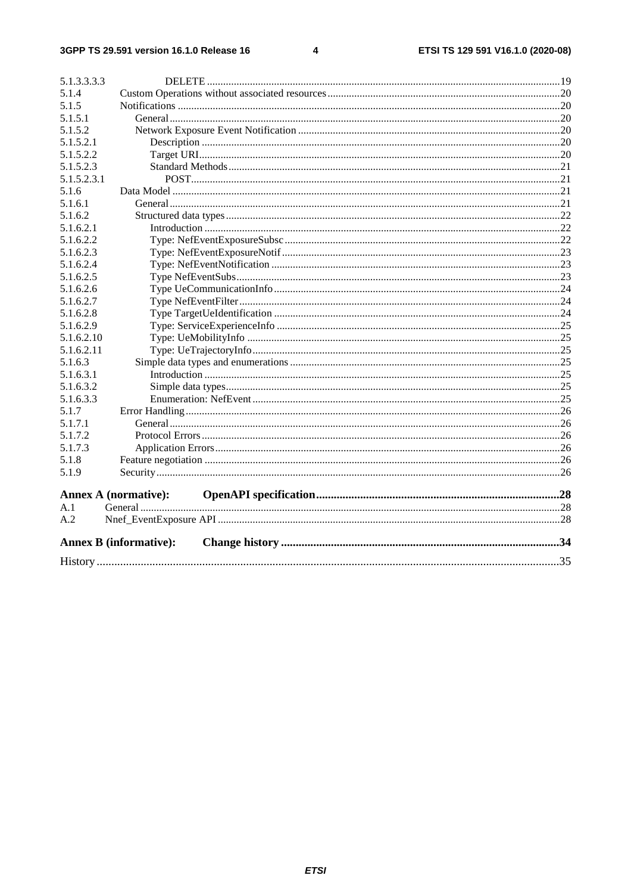| | | |
|---|---|---|
| 5.1.3.3.3.3 | DELETE | 19 |
| 5.1.4 | Custom Operations without associated resources | 20 |
| 5.1.5 | Notifications | 20 |
| 5.1.5.1 | General | 20 |
| 5.1.5.2 | Network Exposure Event Notification | 20 |
| 5.1.5.2.1 | Description | 20 |
| 5.1.5.2.2 | Target URI | 20 |
| 5.1.5.2.3 | Standard Methods | 21 |
| 5.1.5.2.3.1 | POST | 21 |
| 5.1.6 | Data Model | 21 |
| 5.1.6.1 | General | 21 |
| 5.1.6.2 | Structured data types | 22 |
| 5.1.6.2.1 | Introduction | 22 |
| 5.1.6.2.2 | Type: NefEventExposureSubsc | 22 |
| 5.1.6.2.3 | Type: NefEventExposureNotif | 23 |
| 5.1.6.2.4 | Type: NefEventNotification | 23 |
| 5.1.6.2.5 | Type NefEventSubs | 23 |
| 5.1.6.2.6 | Type UeCommunicationInfo | 24 |
| 5.1.6.2.7 | Type NefEventFilter | 24 |
| 5.1.6.2.8 | Type TargetUeIdentification | 24 |
| 5.1.6.2.9 | Type: ServiceExperienceInfo | 25 |
| 5.1.6.2.10 | Type: UeMobilityInfo | 25 |
| 5.1.6.2.11 | Type: UeTrajectoryInfo | 25 |
| 5.1.6.3 | Simple data types and enumerations | 25 |
| 5.1.6.3.1 | Introduction | 25 |
| 5.1.6.3.2 | Simple data types | 25 |
| 5.1.6.3.3 | Enumeration: NefEvent | 25 |
| 5.1.7 | Error Handling | 26 |
| 5.1.7.1 | General | 26 |
| 5.1.7.2 | Protocol Errors | 26 |
| 5.1.7.3 | Application Errors | 26 |
| 5.1.8 | Feature negotiation | 26 |
| 5.1.9 | Security | 26 |
| **Annex A (normative):** | **OpenAPI specification** | **28** |
| A.1 | General | 28 |
| A.2 | Nnef_EventExposure API | 28 |
| **Annex B (informative):** | **Change history** | **34** |
| History | | 35 |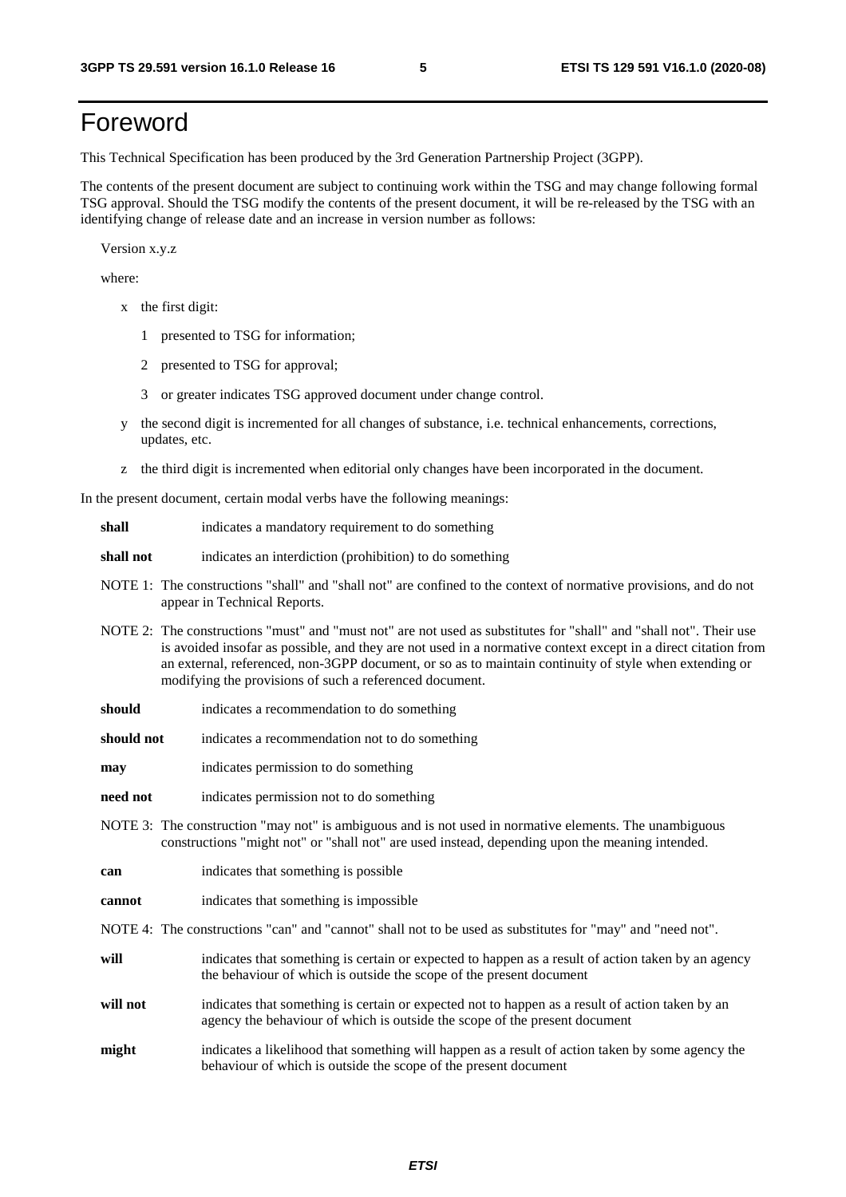# Foreword

This Technical Specification has been produced by the 3rd Generation Partnership Project (3GPP).

The contents of the present document are subject to continuing work within the TSG and may change following formal TSG approval. Should the TSG modify the contents of the present document, it will be re-released by the TSG with an identifying change of release date and an increase in version number as follows:

Version x.y.z

where:

- x the first digit:
  - 1 presented to TSG for information;
  - 2 presented to TSG for approval;
  - 3 or greater indicates TSG approved document under change control.
- y the second digit is incremented for all changes of substance, i.e. technical enhancements, corrections, updates, etc.
- z the third digit is incremented when editorial only changes have been incorporated in the document.

In the present document, certain modal verbs have the following meanings:

**shall** indicates a mandatory requirement to do something

**shall not** indicates an interdiction (prohibition) to do something

NOTE 1: The constructions "shall" and "shall not" are confined to the context of normative provisions, and do not appear in Technical Reports.

NOTE 2: The constructions "must" and "must not" are not used as substitutes for "shall" and "shall not". Their use is avoided insofar as possible, and they are not used in a normative context except in a direct citation from an external, referenced, non-3GPP document, or so as to maintain continuity of style when extending or modifying the provisions of such a referenced document.

**should** indicates a recommendation to do something

**should not** indicates a recommendation not to do something

**may** indicates permission to do something

**need not** indicates permission not to do something

NOTE 3: The construction "may not" is ambiguous and is not used in normative elements. The unambiguous constructions "might not" or "shall not" are used instead, depending upon the meaning intended.

**can** indicates that something is possible

**cannot** indicates that something is impossible

NOTE 4: The constructions "can" and "cannot" shall not to be used as substitutes for "may" and "need not".

**will** indicates that something is certain or expected to happen as a result of action taken by an agency the behaviour of which is outside the scope of the present document

**will not** indicates that something is certain or expected not to happen as a result of action taken by an agency the behaviour of which is outside the scope of the present document

**might** indicates a likelihood that something will happen as a result of action taken by some agency the behaviour of which is outside the scope of the present document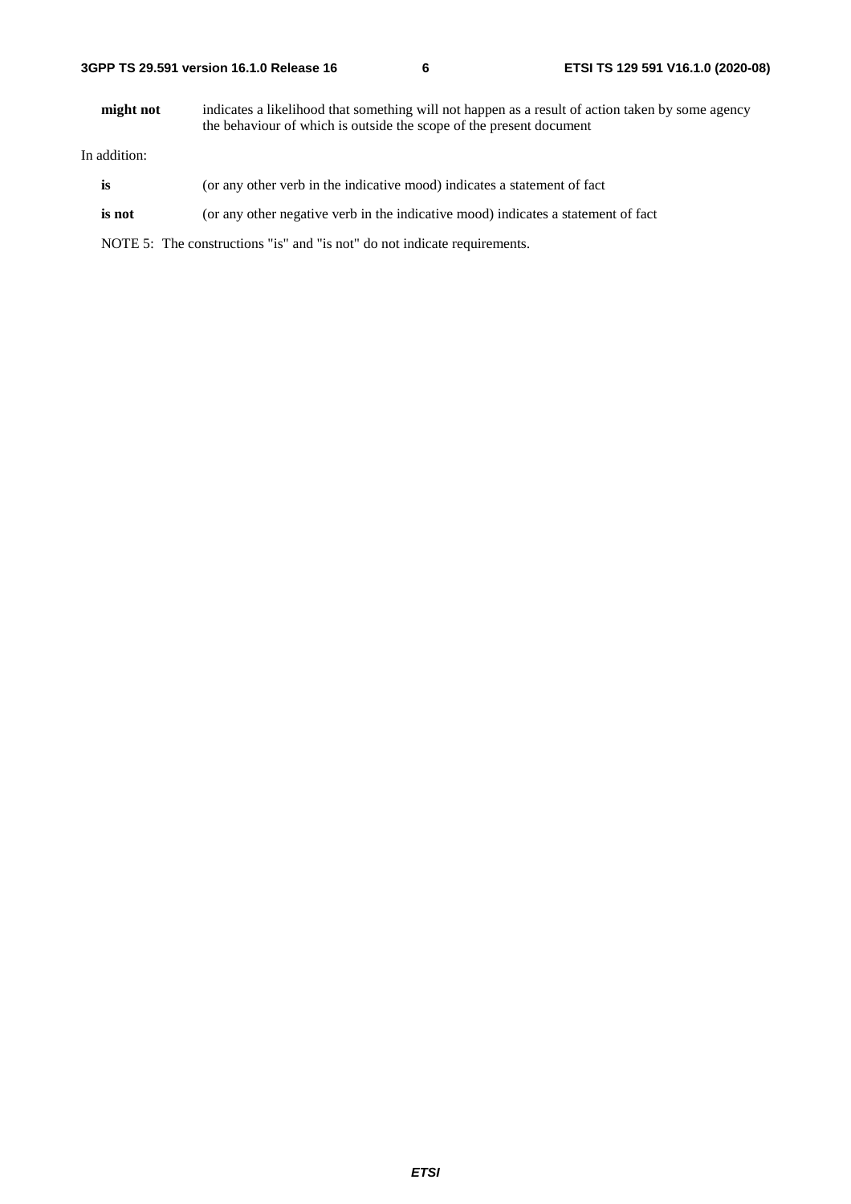**might not** indicates a likelihood that something will not happen as a result of action taken by some agency the behaviour of which is outside the scope of the present document

In addition:

**is** (or any other verb in the indicative mood) indicates a statement of fact

**is not** (or any other negative verb in the indicative mood) indicates a statement of fact

NOTE 5: The constructions "is" and "is not" do not indicate requirements.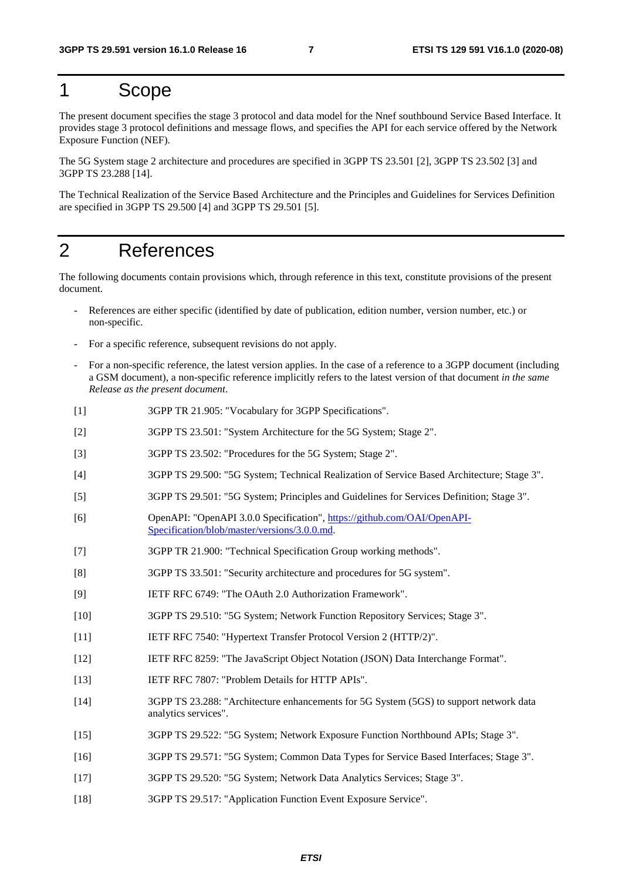# 1 Scope

The present document specifies the stage 3 protocol and data model for the Nnef southbound Service Based Interface. It provides stage 3 protocol definitions and message flows, and specifies the API for each service offered by the Network Exposure Function (NEF).

The 5G System stage 2 architecture and procedures are specified in 3GPP TS 23.501 [2], 3GPP TS 23.502 [3] and 3GPP TS 23.288 [14].

The Technical Realization of the Service Based Architecture and the Principles and Guidelines for Services Definition are specified in 3GPP TS 29.500 [4] and 3GPP TS 29.501 [5].

# 2 References

The following documents contain provisions which, through reference in this text, constitute provisions of the present document.

- References are either specific (identified by date of publication, edition number, version number, etc.) or non-specific.
- For a specific reference, subsequent revisions do not apply.
- For a non-specific reference, the latest version applies. In the case of a reference to a 3GPP document (including a GSM document), a non-specific reference implicitly refers to the latest version of that document *in the same Release as the present document*.

[1] 3GPP TR 21.905: "Vocabulary for 3GPP Specifications".

[2] 3GPP TS 23.501: "System Architecture for the 5G System; Stage 2".

[3] 3GPP TS 23.502: "Procedures for the 5G System; Stage 2".

[4] 3GPP TS 29.500: "5G System; Technical Realization of Service Based Architecture; Stage 3".

[5] 3GPP TS 29.501: "5G System; Principles and Guidelines for Services Definition; Stage 3".

[6] OpenAPI: "OpenAPI 3.0.0 Specification", https://github.com/OAI/OpenAPI-Specification/blob/master/versions/3.0.0.md.

[7] 3GPP TR 21.900: "Technical Specification Group working methods".

[8] 3GPP TS 33.501: "Security architecture and procedures for 5G system".

[9] IETF RFC 6749: "The OAuth 2.0 Authorization Framework".

[10] 3GPP TS 29.510: "5G System; Network Function Repository Services; Stage 3".

[11] IETF RFC 7540: "Hypertext Transfer Protocol Version 2 (HTTP/2)".

[12] IETF RFC 8259: "The JavaScript Object Notation (JSON) Data Interchange Format".

[13] IETF RFC 7807: "Problem Details for HTTP APIs".

[14] 3GPP TS 23.288: "Architecture enhancements for 5G System (5GS) to support network data analytics services".

[15] 3GPP TS 29.522: "5G System; Network Exposure Function Northbound APIs; Stage 3".

[16] 3GPP TS 29.571: "5G System; Common Data Types for Service Based Interfaces; Stage 3".

[17] 3GPP TS 29.520: "5G System; Network Data Analytics Services; Stage 3".

[18] 3GPP TS 29.517: "Application Function Event Exposure Service".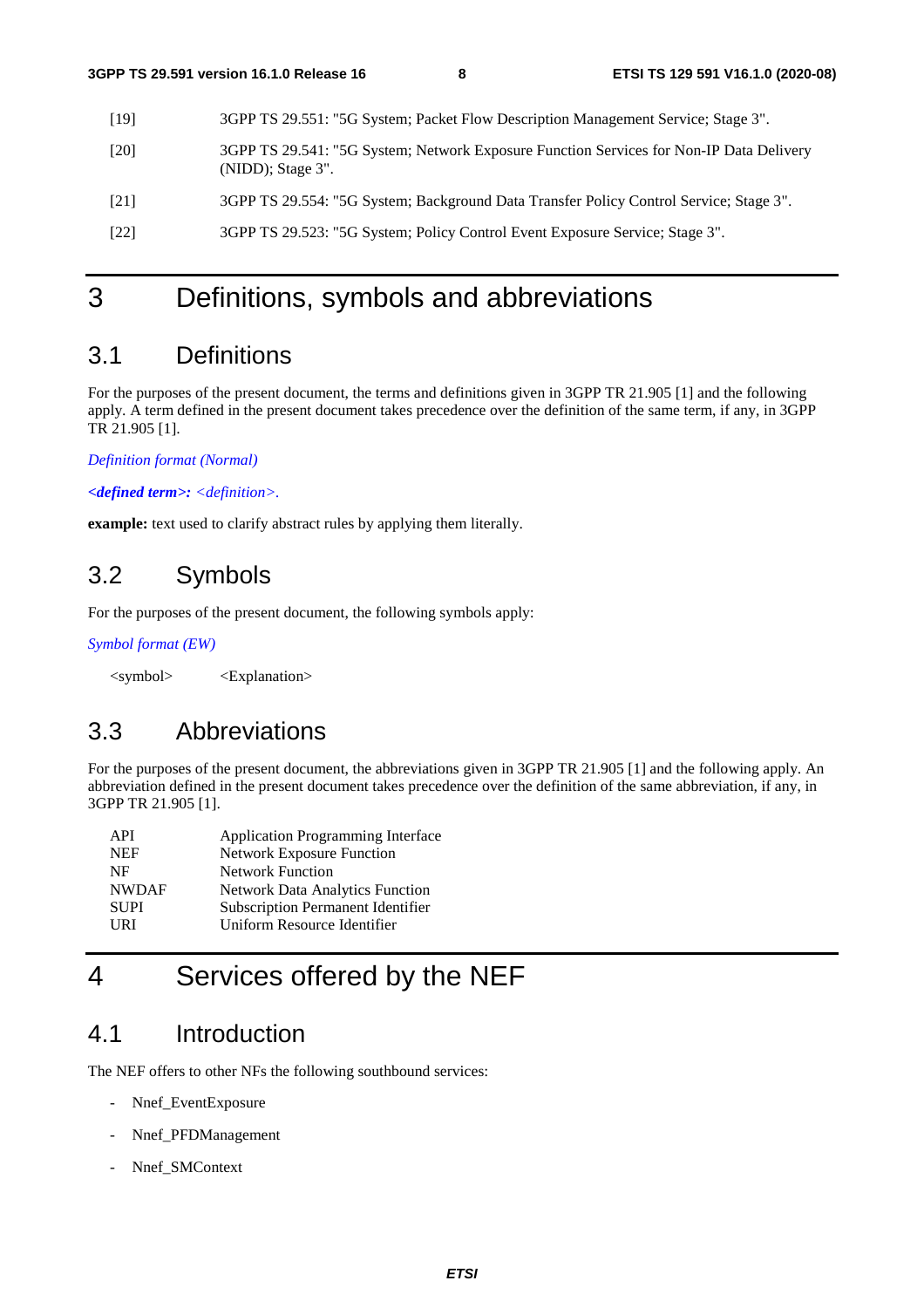[19] 3GPP TS 29.551: "5G System; Packet Flow Description Management Service; Stage 3".

[20] 3GPP TS 29.541: "5G System; Network Exposure Function Services for Non-IP Data Delivery (NIDD); Stage 3".

[21] 3GPP TS 29.554: "5G System; Background Data Transfer Policy Control Service; Stage 3".

[22] 3GPP TS 29.523: "5G System; Policy Control Event Exposure Service; Stage 3".

# 3 Definitions, symbols and abbreviations

## 3.1 Definitions

For the purposes of the present document, the terms and definitions given in 3GPP TR 21.905 [1] and the following apply. A term defined in the present document takes precedence over the definition of the same term, if any, in 3GPP TR 21.905 [1].

*Definition format (Normal)*

***<defined term>:*** *<definition>.*

**example:** text used to clarify abstract rules by applying them literally.

## 3.2 Symbols

For the purposes of the present document, the following symbols apply:

*Symbol format (EW)*

<symbol> <Explanation>

## 3.3 Abbreviations

For the purposes of the present document, the abbreviations given in 3GPP TR 21.905 [1] and the following apply. An abbreviation defined in the present document takes precedence over the definition of the same abbreviation, if any, in 3GPP TR 21.905 [1].

API Application Programming Interface
NEF Network Exposure Function
NF Network Function
NWDAF Network Data Analytics Function
SUPI Subscription Permanent Identifier
URI Uniform Resource Identifier

# 4 Services offered by the NEF

## 4.1 Introduction

The NEF offers to other NFs the following southbound services:

- Nnef_EventExposure
- Nnef_PFDManagement
- Nnef_SMContext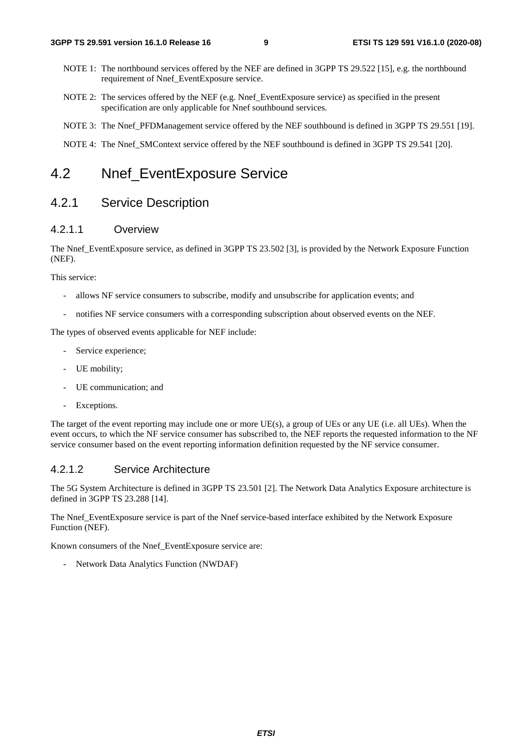NOTE 1: The northbound services offered by the NEF are defined in 3GPP TS 29.522 [15], e.g. the northbound requirement of Nnef_EventExposure service.

NOTE 2: The services offered by the NEF (e.g. Nnef_EventExposure service) as specified in the present specification are only applicable for Nnef southbound services.

NOTE 3: The Nnef_PFDManagement service offered by the NEF southbound is defined in 3GPP TS 29.551 [19].

NOTE 4: The Nnef_SMContext service offered by the NEF southbound is defined in 3GPP TS 29.541 [20].

# 4.2 Nnef_EventExposure Service

## 4.2.1 Service Description

### 4.2.1.1 Overview

The Nnef_EventExposure service, as defined in 3GPP TS 23.502 [3], is provided by the Network Exposure Function (NEF).

This service:

- allows NF service consumers to subscribe, modify and unsubscribe for application events; and
- notifies NF service consumers with a corresponding subscription about observed events on the NEF.

The types of observed events applicable for NEF include:

- Service experience;
- UE mobility;
- UE communication; and
- Exceptions.

The target of the event reporting may include one or more UE(s), a group of UEs or any UE (i.e. all UEs). When the event occurs, to which the NF service consumer has subscribed to, the NEF reports the requested information to the NF service consumer based on the event reporting information definition requested by the NF service consumer.

### 4.2.1.2 Service Architecture

The 5G System Architecture is defined in 3GPP TS 23.501 [2]. The Network Data Analytics Exposure architecture is defined in 3GPP TS 23.288 [14].

The Nnef_EventExposure service is part of the Nnef service-based interface exhibited by the Network Exposure Function (NEF).

Known consumers of the Nnef_EventExposure service are:

- Network Data Analytics Function (NWDAF)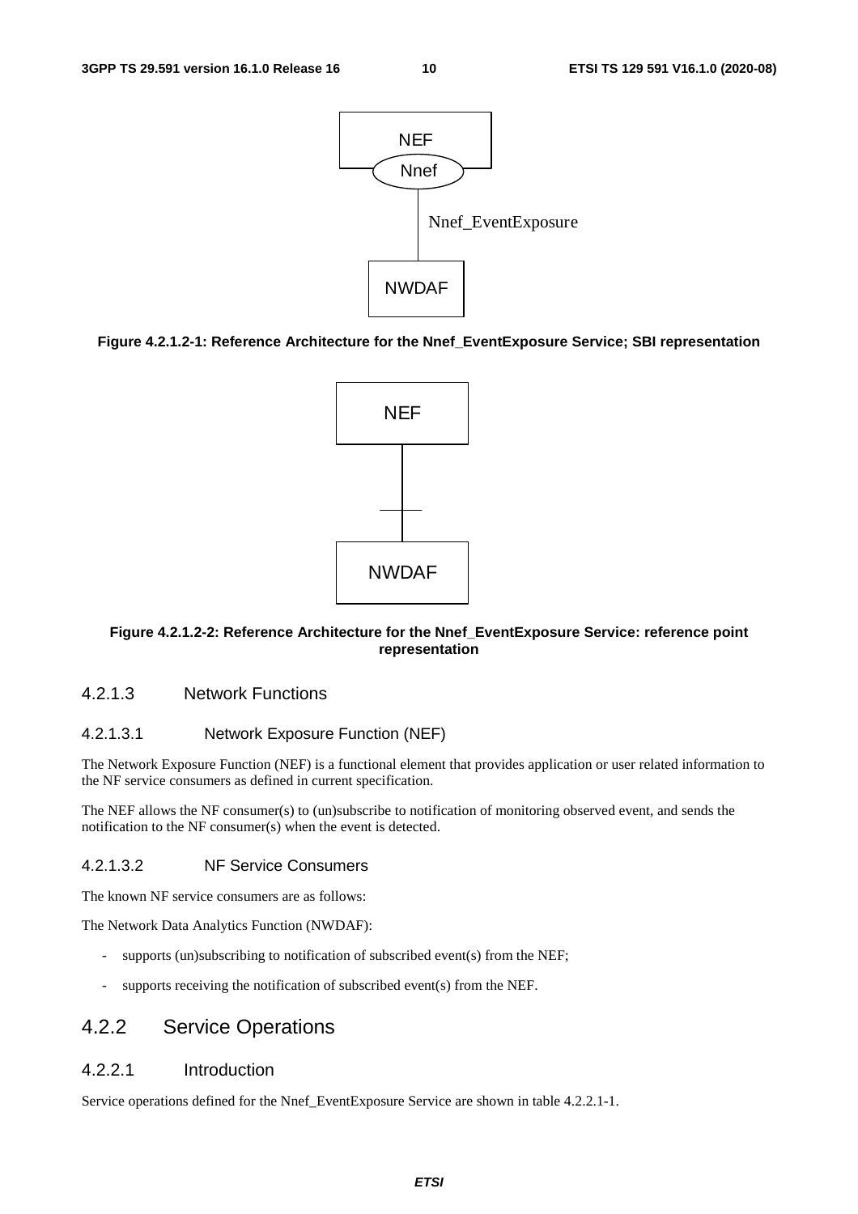Figure 4.2.1.2-1: Reference Architecture for the Nnef_EventExposure Service; SBI representation

Figure 4.2.1.2-2: Reference Architecture for the Nnef_EventExposure Service: reference point representation

#### 4.2.1.3 Network Functions

##### 4.2.1.3.1 Network Exposure Function (NEF)

The Network Exposure Function (NEF) is a functional element that provides application or user related information to the NF service consumers as defined in current specification.

The NEF allows the NF consumer(s) to (un)subscribe to notification of monitoring observed event, and sends the notification to the NF consumer(s) when the event is detected.

##### 4.2.1.3.2 NF Service Consumers

The known NF service consumers are as follows:

The Network Data Analytics Function (NWDAF):

- supports (un)subscribing to notification of subscribed event(s) from the NEF;
- supports receiving the notification of subscribed event(s) from the NEF.

### 4.2.2 Service Operations

#### 4.2.2.1 Introduction

Service operations defined for the Nnef_EventExposure Service are shown in table 4.2.2.1-1.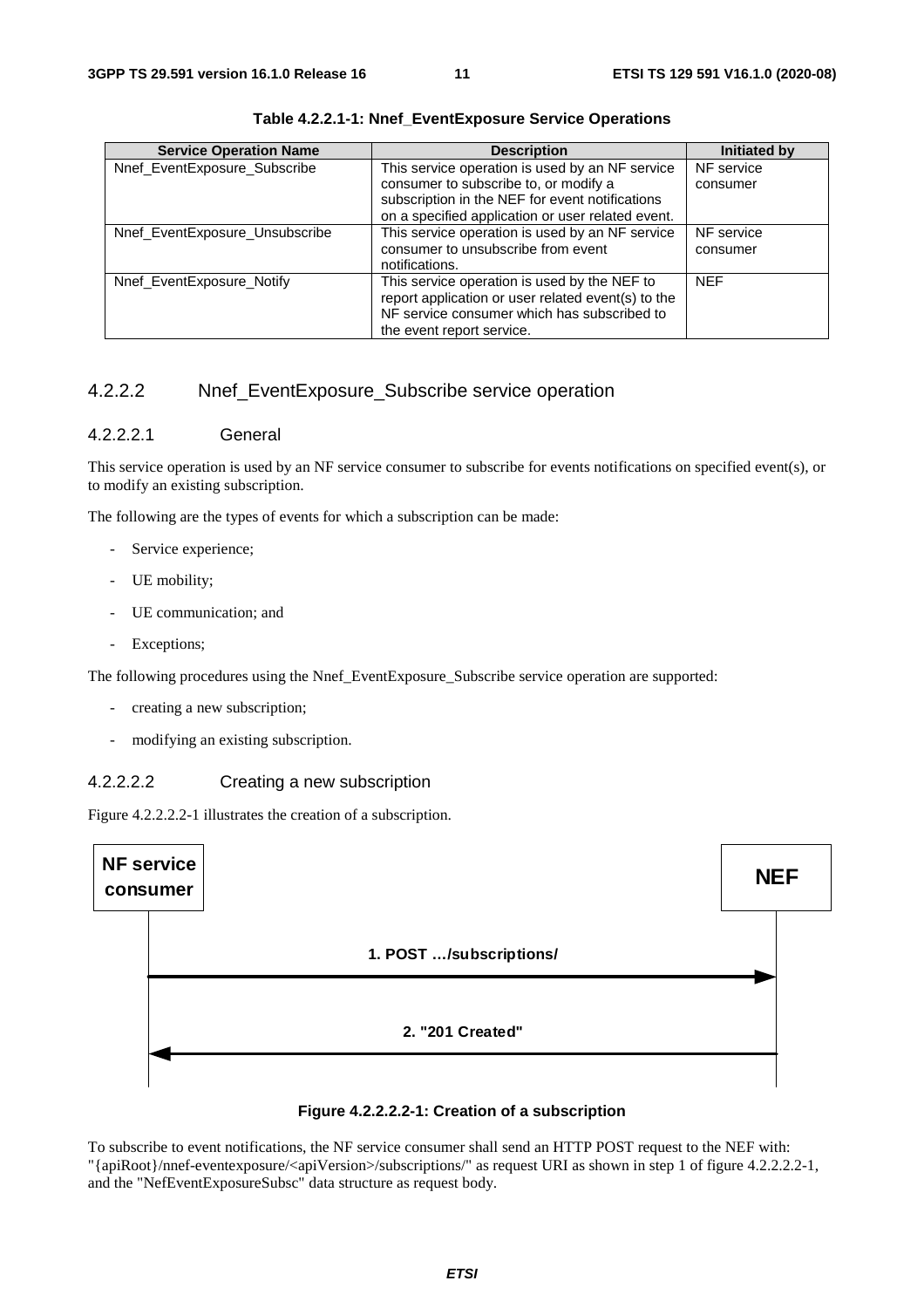**Table 4.2.2.1-1: Nnef_EventExposure Service Operations**

| Service Operation Name | Description | Initiated by |
| --- | --- | --- |
| Nnef_EventExposure_Subscribe | This service operation is used by an NF service consumer to subscribe to, or modify a subscription in the NEF for event notifications on a specified application or user related event. | NF service consumer |
| Nnef_EventExposure_Unsubscribe | This service operation is used by an NF service consumer to unsubscribe from event notifications. | NF service consumer |
| Nnef_EventExposure_Notify | This service operation is used by the NEF to report application or user related event(s) to the NF service consumer which has subscribed to the event report service. | NEF |

### 4.2.2.2 Nnef_EventExposure_Subscribe service operation

#### 4.2.2.2.1 General

This service operation is used by an NF service consumer to subscribe for events notifications on specified event(s), or to modify an existing subscription.

The following are the types of events for which a subscription can be made:

- Service experience;
- UE mobility;
- UE communication; and
- Exceptions;

The following procedures using the Nnef_EventExposure_Subscribe service operation are supported:

- creating a new subscription;
- modifying an existing subscription.

#### 4.2.2.2.2 Creating a new subscription

Figure 4.2.2.2.2-1 illustrates the creation of a subscription.

NF service consumer → NEF: 1. POST …/subscriptions/

NEF → NF service consumer: 2. "201 Created"

**Figure 4.2.2.2.2-1: Creation of a subscription**

To subscribe to event notifications, the NF service consumer shall send an HTTP POST request to the NEF with: "{apiRoot}/nnef-eventexposure/<apiVersion>/subscriptions/" as request URI as shown in step 1 of figure 4.2.2.2.2-1, and the "NefEventExposureSubsc" data structure as request body.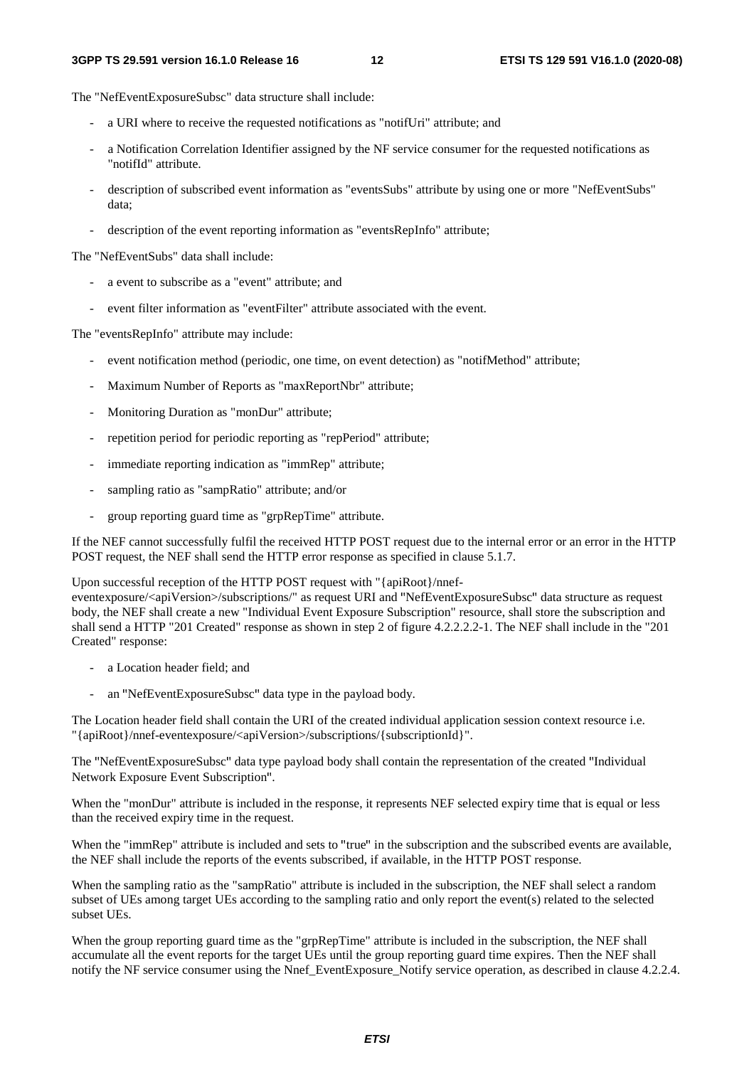The "NefEventExposureSubsc" data structure shall include:

- a URI where to receive the requested notifications as "notifUri" attribute; and
- a Notification Correlation Identifier assigned by the NF service consumer for the requested notifications as "notifId" attribute.
- description of subscribed event information as "eventsSubs" attribute by using one or more "NefEventSubs" data;
- description of the event reporting information as "eventsRepInfo" attribute;

The "NefEventSubs" data shall include:

- a event to subscribe as a "event" attribute; and
- event filter information as "eventFilter" attribute associated with the event.

The "eventsRepInfo" attribute may include:

- event notification method (periodic, one time, on event detection) as "notifMethod" attribute;
- Maximum Number of Reports as "maxReportNbr" attribute;
- Monitoring Duration as "monDur" attribute;
- repetition period for periodic reporting as "repPeriod" attribute;
- immediate reporting indication as "immRep" attribute;
- sampling ratio as "sampRatio" attribute; and/or
- group reporting guard time as "grpRepTime" attribute.

If the NEF cannot successfully fulfil the received HTTP POST request due to the internal error or an error in the HTTP POST request, the NEF shall send the HTTP error response as specified in clause 5.1.7.

Upon successful reception of the HTTP POST request with "{apiRoot}/nnef-eventexposure/<apiVersion>/subscriptions/" as request URI and "NefEventExposureSubsc" data structure as request body, the NEF shall create a new "Individual Event Exposure Subscription" resource, shall store the subscription and shall send a HTTP "201 Created" response as shown in step 2 of figure 4.2.2.2.2-1. The NEF shall include in the "201 Created" response:

- a Location header field; and
- an "NefEventExposureSubsc" data type in the payload body.

The Location header field shall contain the URI of the created individual application session context resource i.e. "{apiRoot}/nnef-eventexposure/<apiVersion>/subscriptions/{subscriptionId}".

The "NefEventExposureSubsc" data type payload body shall contain the representation of the created "Individual Network Exposure Event Subscription".

When the "monDur" attribute is included in the response, it represents NEF selected expiry time that is equal or less than the received expiry time in the request.

When the "immRep" attribute is included and sets to "true" in the subscription and the subscribed events are available, the NEF shall include the reports of the events subscribed, if available, in the HTTP POST response.

When the sampling ratio as the "sampRatio" attribute is included in the subscription, the NEF shall select a random subset of UEs among target UEs according to the sampling ratio and only report the event(s) related to the selected subset UEs.

When the group reporting guard time as the "grpRepTime" attribute is included in the subscription, the NEF shall accumulate all the event reports for the target UEs until the group reporting guard time expires. Then the NEF shall notify the NF service consumer using the Nnef_EventExposure_Notify service operation, as described in clause 4.2.2.4.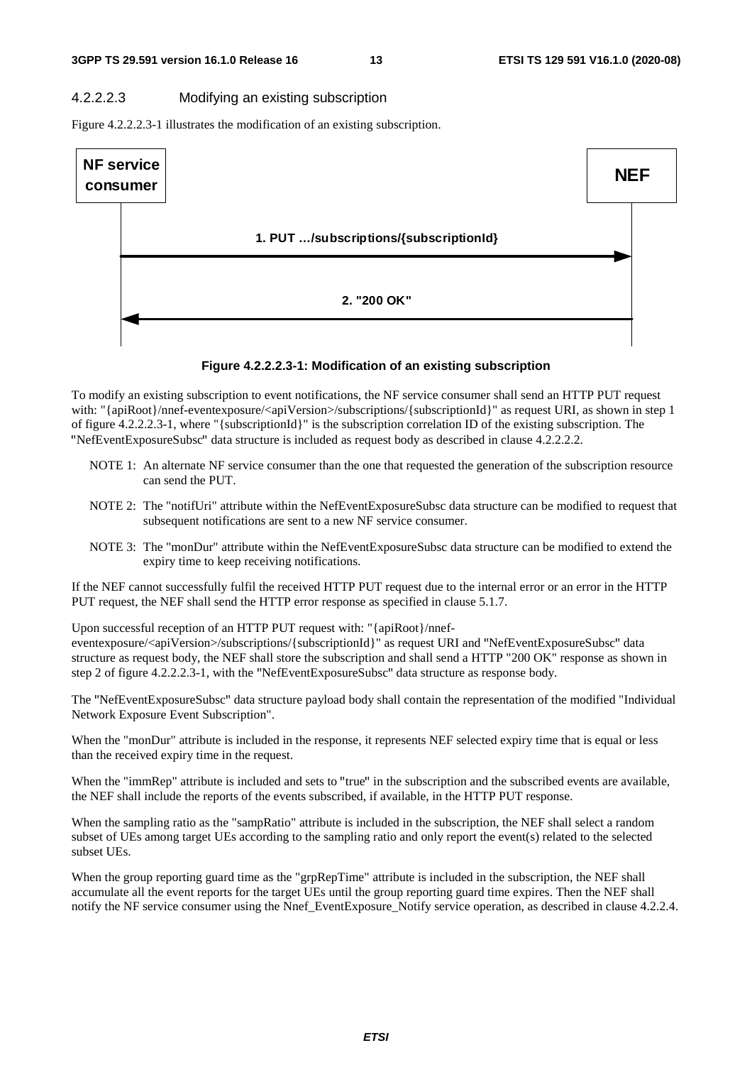#### 4.2.2.2.3 Modifying an existing subscription

Figure 4.2.2.2.3-1 illustrates the modification of an existing subscription.

**NF service consumer** → **NEF**: 1. PUT …/subscriptions/{subscriptionId}

**NEF** → **NF service consumer**: 2. "200 OK"

**Figure 4.2.2.2.3-1: Modification of an existing subscription**

To modify an existing subscription to event notifications, the NF service consumer shall send an HTTP PUT request with: "{apiRoot}/nnef-eventexposure/<apiVersion>/subscriptions/{subscriptionId}" as request URI, as shown in step 1 of figure 4.2.2.2.3-1, where "{subscriptionId}" is the subscription correlation ID of the existing subscription. The "NefEventExposureSubsc" data structure is included as request body as described in clause 4.2.2.2.2.

NOTE 1: An alternate NF service consumer than the one that requested the generation of the subscription resource can send the PUT.

NOTE 2: The "notifUri" attribute within the NefEventExposureSubsc data structure can be modified to request that subsequent notifications are sent to a new NF service consumer.

NOTE 3: The "monDur" attribute within the NefEventExposureSubsc data structure can be modified to extend the expiry time to keep receiving notifications.

If the NEF cannot successfully fulfil the received HTTP PUT request due to the internal error or an error in the HTTP PUT request, the NEF shall send the HTTP error response as specified in clause 5.1.7.

Upon successful reception of an HTTP PUT request with: "{apiRoot}/nnef-eventexposure/<apiVersion>/subscriptions/{subscriptionId}" as request URI and "NefEventExposureSubsc" data structure as request body, the NEF shall store the subscription and shall send a HTTP "200 OK" response as shown in step 2 of figure 4.2.2.2.3-1, with the "NefEventExposureSubsc" data structure as response body.

The "NefEventExposureSubsc" data structure payload body shall contain the representation of the modified "Individual Network Exposure Event Subscription".

When the "monDur" attribute is included in the response, it represents NEF selected expiry time that is equal or less than the received expiry time in the request.

When the "immRep" attribute is included and sets to "true" in the subscription and the subscribed events are available, the NEF shall include the reports of the events subscribed, if available, in the HTTP PUT response.

When the sampling ratio as the "sampRatio" attribute is included in the subscription, the NEF shall select a random subset of UEs among target UEs according to the sampling ratio and only report the event(s) related to the selected subset UEs.

When the group reporting guard time as the "grpRepTime" attribute is included in the subscription, the NEF shall accumulate all the event reports for the target UEs until the group reporting guard time expires. Then the NEF shall notify the NF service consumer using the Nnef_EventExposure_Notify service operation, as described in clause 4.2.2.4.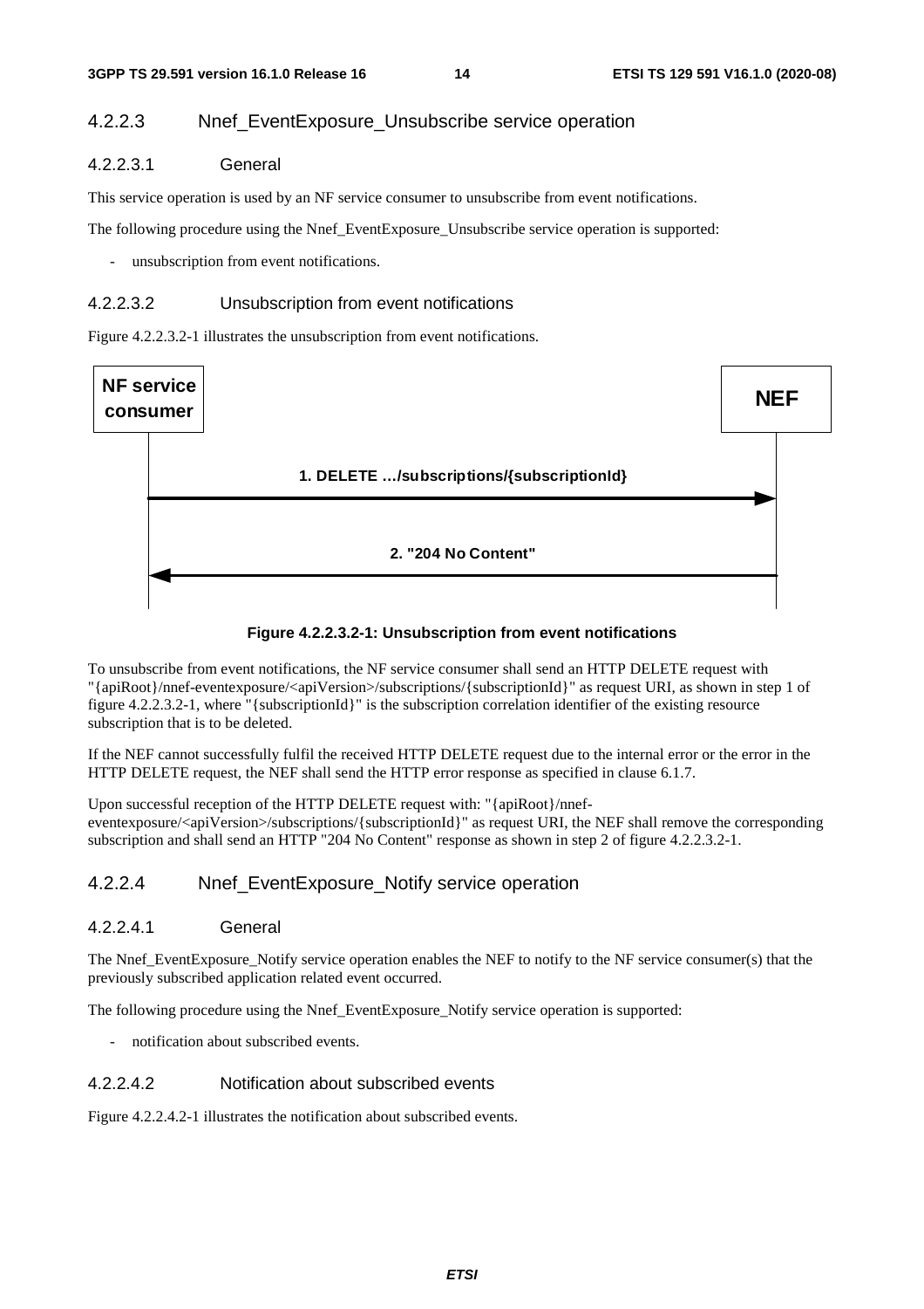### 4.2.2.3 Nnef_EventExposure_Unsubscribe service operation

#### 4.2.2.3.1 General

This service operation is used by an NF service consumer to unsubscribe from event notifications.

The following procedure using the Nnef_EventExposure_Unsubscribe service operation is supported:

- unsubscription from event notifications.

#### 4.2.2.3.2 Unsubscription from event notifications

Figure 4.2.2.3.2-1 illustrates the unsubscription from event notifications.

NF service consumer → NEF: 1. DELETE …/subscriptions/{subscriptionId}

NEF → NF service consumer: 2. "204 No Content"

**Figure 4.2.2.3.2-1: Unsubscription from event notifications**

To unsubscribe from event notifications, the NF service consumer shall send an HTTP DELETE request with "{apiRoot}/nnef-eventexposure/<apiVersion>/subscriptions/{subscriptionId}" as request URI, as shown in step 1 of figure 4.2.2.3.2-1, where "{subscriptionId}" is the subscription correlation identifier of the existing resource subscription that is to be deleted.

If the NEF cannot successfully fulfil the received HTTP DELETE request due to the internal error or the error in the HTTP DELETE request, the NEF shall send the HTTP error response as specified in clause 6.1.7.

Upon successful reception of the HTTP DELETE request with: "{apiRoot}/nnef-eventexposure/<apiVersion>/subscriptions/{subscriptionId}" as request URI, the NEF shall remove the corresponding subscription and shall send an HTTP "204 No Content" response as shown in step 2 of figure 4.2.2.3.2-1.

### 4.2.2.4 Nnef_EventExposure_Notify service operation

#### 4.2.2.4.1 General

The Nnef_EventExposure_Notify service operation enables the NEF to notify to the NF service consumer(s) that the previously subscribed application related event occurred.

The following procedure using the Nnef_EventExposure_Notify service operation is supported:

- notification about subscribed events.

#### 4.2.2.4.2 Notification about subscribed events

Figure 4.2.2.4.2-1 illustrates the notification about subscribed events.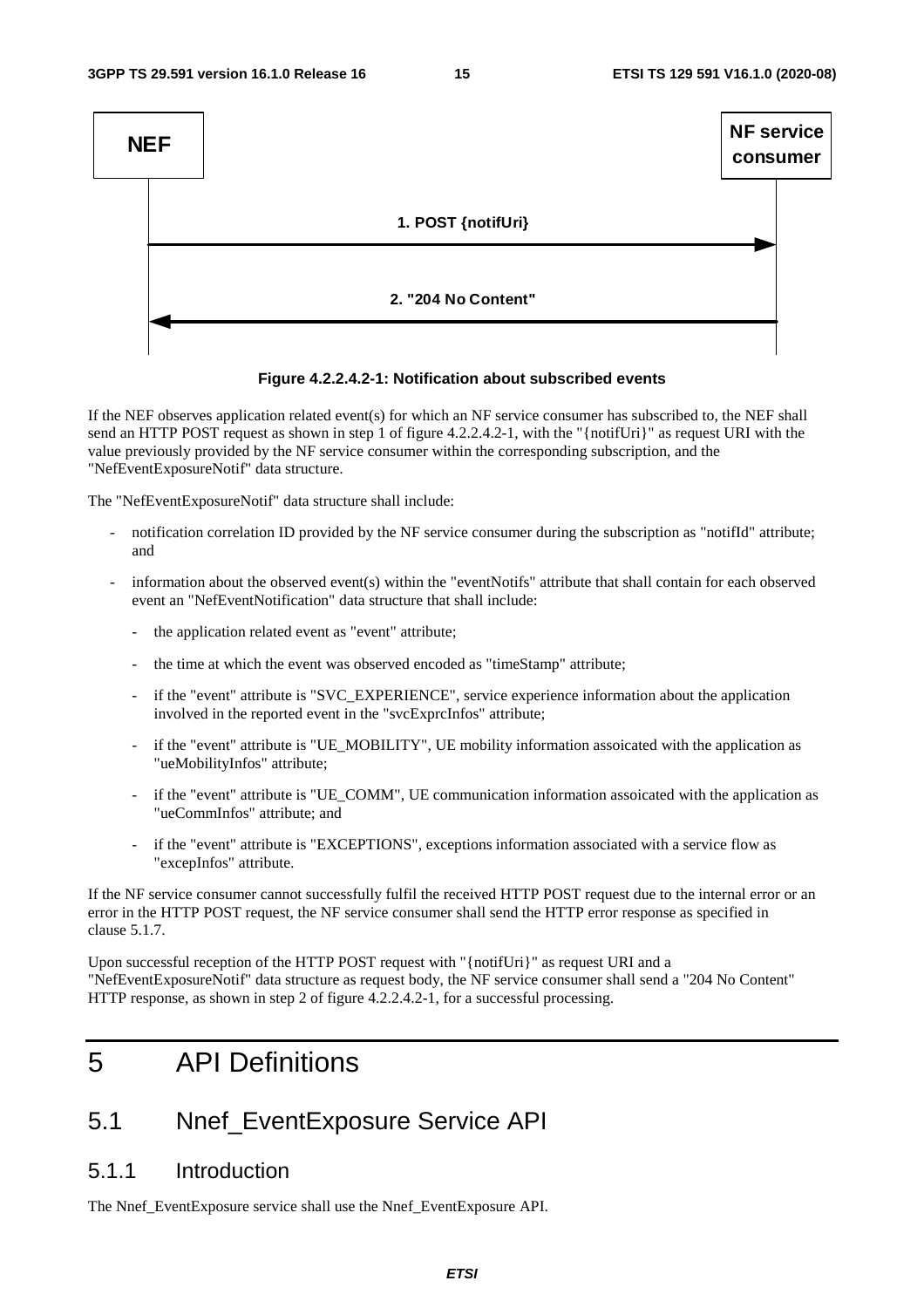NEF → NF service consumer

1. POST {notifUri}

2. "204 No Content"

**Figure 4.2.2.4.2-1: Notification about subscribed events**

If the NEF observes application related event(s) for which an NF service consumer has subscribed to, the NEF shall send an HTTP POST request as shown in step 1 of figure 4.2.2.4.2-1, with the "{notifUri}" as request URI with the value previously provided by the NF service consumer within the corresponding subscription, and the "NefEventExposureNotif" data structure.

The "NefEventExposureNotif" data structure shall include:

- notification correlation ID provided by the NF service consumer during the subscription as "notifId" attribute; and
- information about the observed event(s) within the "eventNotifs" attribute that shall contain for each observed event an "NefEventNotification" data structure that shall include:
  - the application related event as "event" attribute;
  - the time at which the event was observed encoded as "timeStamp" attribute;
  - if the "event" attribute is "SVC_EXPERIENCE", service experience information about the application involved in the reported event in the "svcExprcInfos" attribute;
  - if the "event" attribute is "UE_MOBILITY", UE mobility information assoicated with the application as "ueMobilityInfos" attribute;
  - if the "event" attribute is "UE_COMM", UE communication information assoicated with the application as "ueCommInfos" attribute; and
  - if the "event" attribute is "EXCEPTIONS", exceptions information associated with a service flow as "excepInfos" attribute.

If the NF service consumer cannot successfully fulfil the received HTTP POST request due to the internal error or an error in the HTTP POST request, the NF service consumer shall send the HTTP error response as specified in clause 5.1.7.

Upon successful reception of the HTTP POST request with "{notifUri}" as request URI and a "NefEventExposureNotif" data structure as request body, the NF service consumer shall send a "204 No Content" HTTP response, as shown in step 2 of figure 4.2.2.4.2-1, for a successful processing.

# 5 API Definitions

## 5.1 Nnef_EventExposure Service API

### 5.1.1 Introduction

The Nnef_EventExposure service shall use the Nnef_EventExposure API.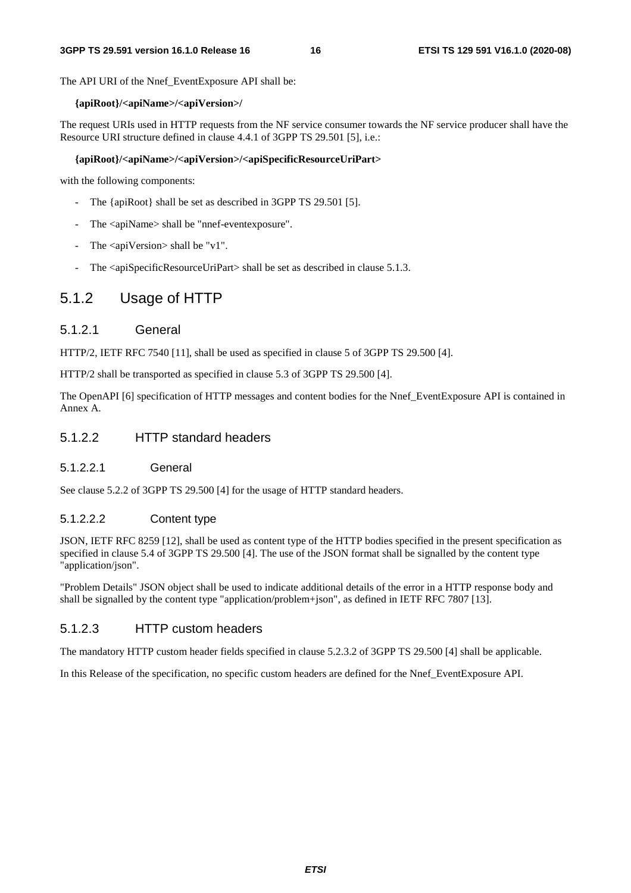The API URI of the Nnef_EventExposure API shall be:

**{apiRoot}/<apiName>/<apiVersion>/**

The request URIs used in HTTP requests from the NF service consumer towards the NF service producer shall have the Resource URI structure defined in clause 4.4.1 of 3GPP TS 29.501 [5], i.e.:

**{apiRoot}/<apiName>/<apiVersion>/<apiSpecificResourceUriPart>**

with the following components:

- The {apiRoot} shall be set as described in 3GPP TS 29.501 [5].
- The <apiName> shall be "nnef-eventexposure".
- The <apiVersion> shall be "v1".
- The <apiSpecificResourceUriPart> shall be set as described in clause 5.1.3.

### 5.1.2 Usage of HTTP

#### 5.1.2.1 General

HTTP/2, IETF RFC 7540 [11], shall be used as specified in clause 5 of 3GPP TS 29.500 [4].

HTTP/2 shall be transported as specified in clause 5.3 of 3GPP TS 29.500 [4].

The OpenAPI [6] specification of HTTP messages and content bodies for the Nnef_EventExposure API is contained in Annex A.

#### 5.1.2.2 HTTP standard headers

##### 5.1.2.2.1 General

See clause 5.2.2 of 3GPP TS 29.500 [4] for the usage of HTTP standard headers.

##### 5.1.2.2.2 Content type

JSON, IETF RFC 8259 [12], shall be used as content type of the HTTP bodies specified in the present specification as specified in clause 5.4 of 3GPP TS 29.500 [4]. The use of the JSON format shall be signalled by the content type "application/json".

"Problem Details" JSON object shall be used to indicate additional details of the error in a HTTP response body and shall be signalled by the content type "application/problem+json", as defined in IETF RFC 7807 [13].

#### 5.1.2.3 HTTP custom headers

The mandatory HTTP custom header fields specified in clause 5.2.3.2 of 3GPP TS 29.500 [4] shall be applicable.

In this Release of the specification, no specific custom headers are defined for the Nnef_EventExposure API.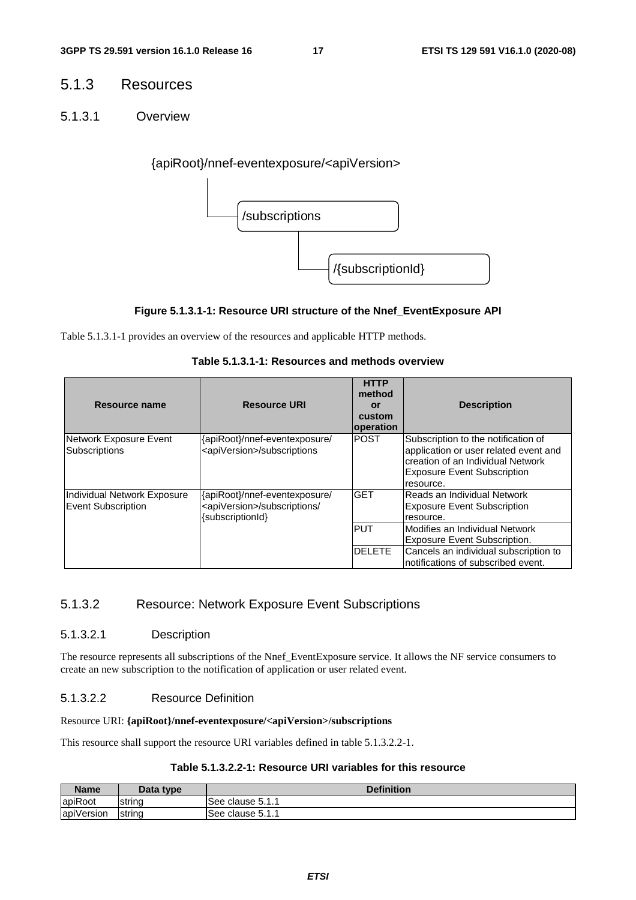## 5.1.3 Resources

### 5.1.3.1 Overview

```
{apiRoot}/nnef-eventexposure/<apiVersion>
    |
    └── /subscriptions
            |
            └── /{subscriptionId}
```

**Figure 5.1.3.1-1: Resource URI structure of the Nnef_EventExposure API**

Table 5.1.3.1-1 provides an overview of the resources and applicable HTTP methods.

**Table 5.1.3.1-1: Resources and methods overview**

| Resource name | Resource URI | HTTP method or custom operation | Description |
|---|---|---|---|
| Network Exposure Event Subscriptions | {apiRoot}/nnef-eventexposure/<apiVersion>/subscriptions | POST | Subscription to the notification of application or user related event and creation of an Individual Network Exposure Event Subscription resource. |
| Individual Network Exposure Event Subscription | {apiRoot}/nnef-eventexposure/<apiVersion>/subscriptions/{subscriptionId} | GET | Reads an Individual Network Exposure Event Subscription resource. |
| | | PUT | Modifies an Individual Network Exposure Event Subscription. |
| | | DELETE | Cancels an individual subscription to notifications of subscribed event. |

### 5.1.3.2 Resource: Network Exposure Event Subscriptions

#### 5.1.3.2.1 Description

The resource represents all subscriptions of the Nnef_EventExposure service. It allows the NF service consumers to create an new subscription to the notification of application or user related event.

#### 5.1.3.2.2 Resource Definition

Resource URI: **{apiRoot}/nnef-eventexposure/<apiVersion>/subscriptions**

This resource shall support the resource URI variables defined in table 5.1.3.2.2-1.

**Table 5.1.3.2.2-1: Resource URI variables for this resource**

| Name | Data type | Definition |
|---|---|---|
| apiRoot | string | See clause 5.1.1 |
| apiVersion | string | See clause 5.1.1 |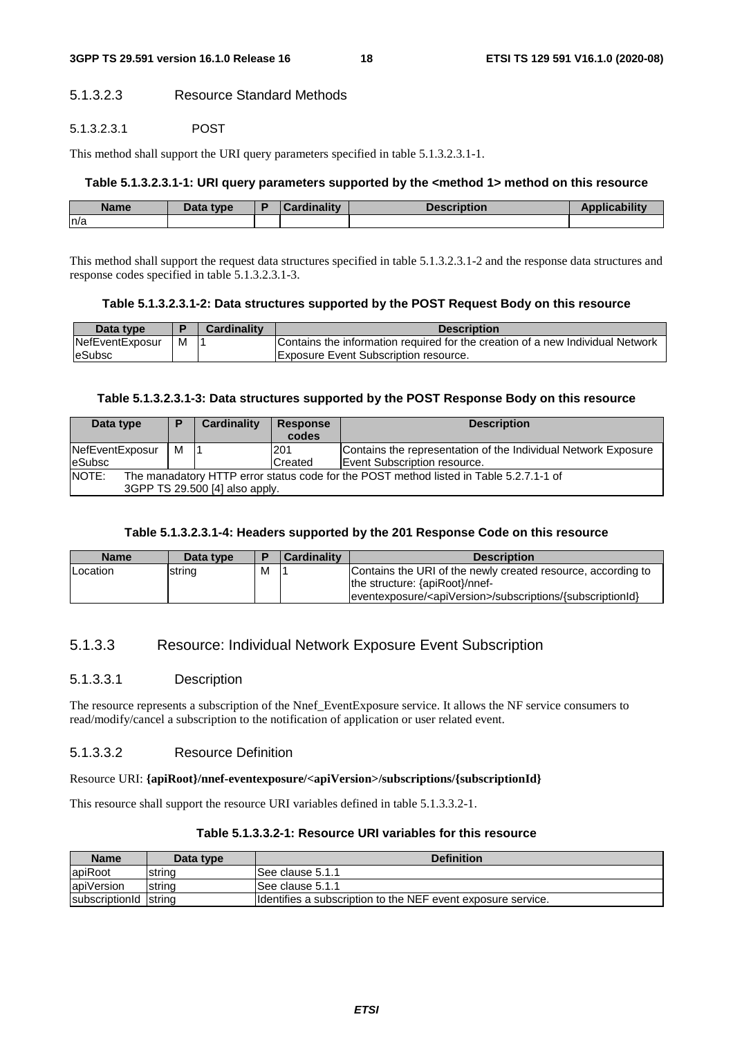#### 5.1.3.2.3 Resource Standard Methods

##### 5.1.3.2.3.1 POST

This method shall support the URI query parameters specified in table 5.1.3.2.3.1-1.

**Table 5.1.3.2.3.1-1: URI query parameters supported by the <method 1> method on this resource**

| Name | Data type | P | Cardinality | Description | Applicability |
|---|---|---|---|---|---|
| n/a | | | | | |

This method shall support the request data structures specified in table 5.1.3.2.3.1-2 and the response data structures and response codes specified in table 5.1.3.2.3.1-3.

**Table 5.1.3.2.3.1-2: Data structures supported by the POST Request Body on this resource**

| Data type | P | Cardinality | Description |
|---|---|---|---|
| NefEventExposureSubsc | M | 1 | Contains the information required for the creation of a new Individual Network Exposure Event Subscription resource. |

**Table 5.1.3.2.3.1-3: Data structures supported by the POST Response Body on this resource**

| Data type | P | Cardinality | Response codes | Description |
|---|---|---|---|---|
| NefEventExposureSubsc | M | 1 | 201 Created | Contains the representation of the Individual Network Exposure Event Subscription resource. |
| NOTE: The manadatory HTTP error status code for the POST method listed in Table 5.2.7.1-1 of 3GPP TS 29.500 [4] also apply. | | | | |

**Table 5.1.3.2.3.1-4: Headers supported by the 201 Response Code on this resource**

| Name | Data type | P | Cardinality | Description |
|---|---|---|---|---|
| Location | string | M | 1 | Contains the URI of the newly created resource, according to the structure: {apiRoot}/nnef-eventexposure/<apiVersion>/subscriptions/{subscriptionId} |

### 5.1.3.3 Resource: Individual Network Exposure Event Subscription

#### 5.1.3.3.1 Description

The resource represents a subscription of the Nnef_EventExposure service. It allows the NF service consumers to read/modify/cancel a subscription to the notification of application or user related event.

#### 5.1.3.3.2 Resource Definition

Resource URI: **{apiRoot}/nnef-eventexposure/<apiVersion>/subscriptions/{subscriptionId}**

This resource shall support the resource URI variables defined in table 5.1.3.3.2-1.

**Table 5.1.3.3.2-1: Resource URI variables for this resource**

| Name | Data type | Definition |
|---|---|---|
| apiRoot | string | See clause 5.1.1 |
| apiVersion | string | See clause 5.1.1 |
| subscriptionId | string | Identifies a subscription to the NEF event exposure service. |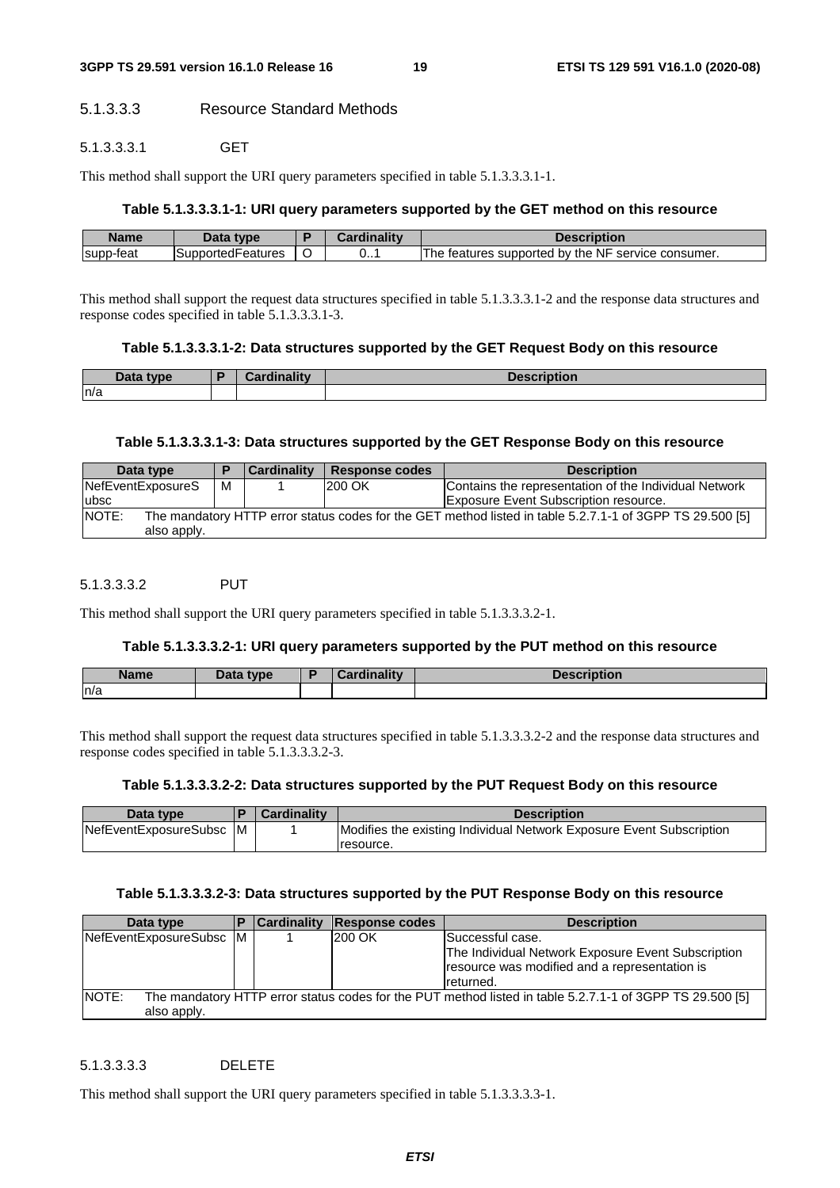##### 5.1.3.3.3 Resource Standard Methods

###### 5.1.3.3.3.1 GET

This method shall support the URI query parameters specified in table 5.1.3.3.3.1-1.

**Table 5.1.3.3.3.1-1: URI query parameters supported by the GET method on this resource**

| Name | Data type | P | Cardinality | Description |
| --- | --- | --- | --- | --- |
| supp-feat | SupportedFeatures | O | 0..1 | The features supported by the NF service consumer. |

This method shall support the request data structures specified in table 5.1.3.3.3.1-2 and the response data structures and response codes specified in table 5.1.3.3.3.1-3.

**Table 5.1.3.3.3.1-2: Data structures supported by the GET Request Body on this resource**

| Data type | P | Cardinality | Description |
| --- | --- | --- | --- |
| n/a | | | |

**Table 5.1.3.3.3.1-3: Data structures supported by the GET Response Body on this resource**

| Data type | P | Cardinality | Response codes | Description |
| --- | --- | --- | --- | --- |
| NefEventExposureSubsc | M | 1 | 200 OK | Contains the representation of the Individual Network Exposure Event Subscription resource. |
| NOTE: The mandatory HTTP error status codes for the GET method listed in table 5.2.7.1-1 of 3GPP TS 29.500 [5] also apply. | | | | |

###### 5.1.3.3.3.2 PUT

This method shall support the URI query parameters specified in table 5.1.3.3.3.2-1.

**Table 5.1.3.3.3.2-1: URI query parameters supported by the PUT method on this resource**

| Name | Data type | P | Cardinality | Description |
| --- | --- | --- | --- | --- |
| n/a | | | | |

This method shall support the request data structures specified in table 5.1.3.3.3.2-2 and the response data structures and response codes specified in table 5.1.3.3.3.2-3.

**Table 5.1.3.3.3.2-2: Data structures supported by the PUT Request Body on this resource**

| Data type | P | Cardinality | Description |
| --- | --- | --- | --- |
| NefEventExposureSubsc | M | 1 | Modifies the existing Individual Network Exposure Event Subscription resource. |

**Table 5.1.3.3.3.2-3: Data structures supported by the PUT Response Body on this resource**

| Data type | P | Cardinality | Response codes | Description |
| --- | --- | --- | --- | --- |
| NefEventExposureSubsc | M | 1 | 200 OK | Successful case.<br>The Individual Network Exposure Event Subscription resource was modified and a representation is returned. |
| NOTE: The mandatory HTTP error status codes for the PUT method listed in table 5.2.7.1-1 of 3GPP TS 29.500 [5] also apply. | | | | |

###### 5.1.3.3.3.3 DELETE

This method shall support the URI query parameters specified in table 5.1.3.3.3.3-1.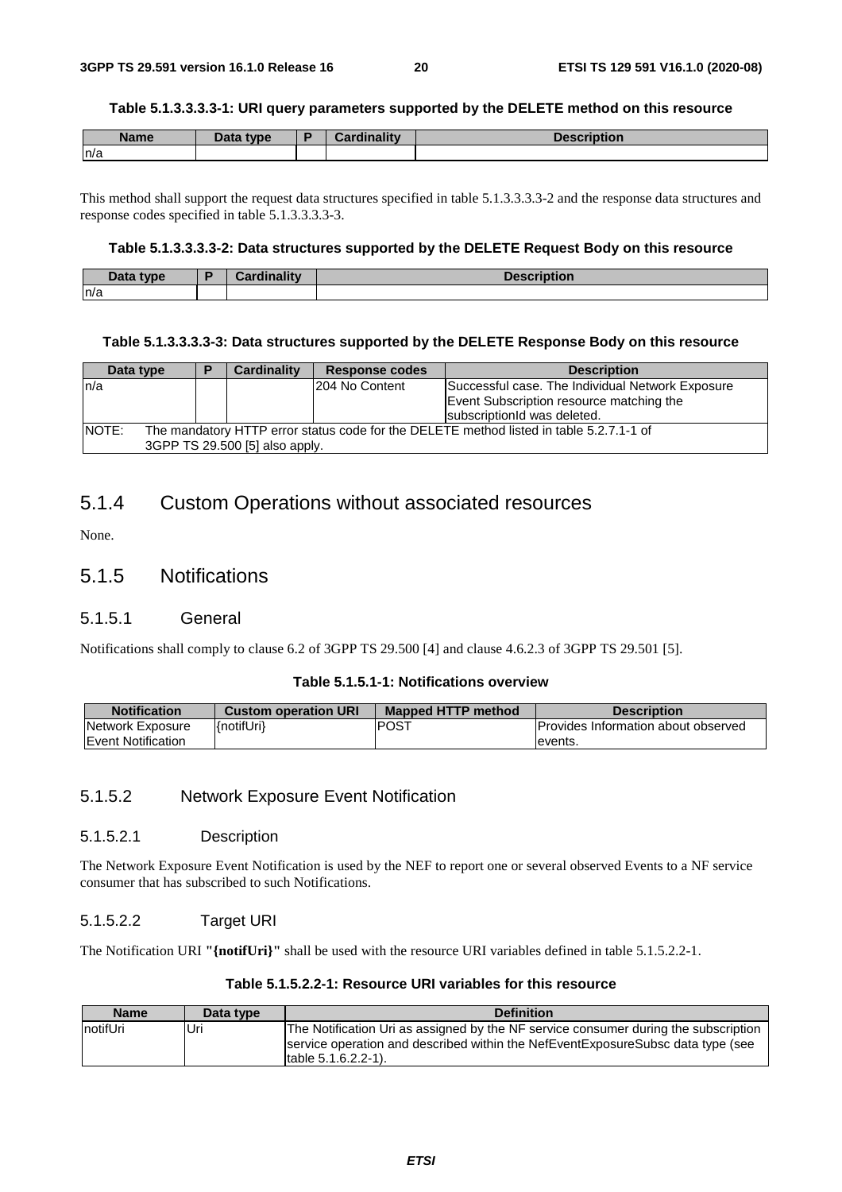**Table 5.1.3.3.3.3-1: URI query parameters supported by the DELETE method on this resource**

| Name | Data type | P | Cardinality | Description |
| --- | --- | --- | --- | --- |
| n/a | | | | |

This method shall support the request data structures specified in table 5.1.3.3.3.3-2 and the response data structures and response codes specified in table 5.1.3.3.3.3-3.

**Table 5.1.3.3.3.3-2: Data structures supported by the DELETE Request Body on this resource**

| Data type | P | Cardinality | Description |
| --- | --- | --- | --- |
| n/a | | | |

**Table 5.1.3.3.3.3-3: Data structures supported by the DELETE Response Body on this resource**

| Data type | P | Cardinality | Response codes | Description |
| --- | --- | --- | --- | --- |
| n/a | | | 204 No Content | Successful case. The Individual Network Exposure Event Subscription resource matching the subscriptionId was deleted. |
| NOTE: The mandatory HTTP error status code for the DELETE method listed in table 5.2.7.1-1 of 3GPP TS 29.500 [5] also apply. | | | | |

## 5.1.4 Custom Operations without associated resources

None.

## 5.1.5 Notifications

### 5.1.5.1 General

Notifications shall comply to clause 6.2 of 3GPP TS 29.500 [4] and clause 4.6.2.3 of 3GPP TS 29.501 [5].

**Table 5.1.5.1-1: Notifications overview**

| Notification | Custom operation URI | Mapped HTTP method | Description |
| --- | --- | --- | --- |
| Network Exposure Event Notification | {notifUri} | POST | Provides Information about observed events. |

### 5.1.5.2 Network Exposure Event Notification

#### 5.1.5.2.1 Description

The Network Exposure Event Notification is used by the NEF to report one or several observed Events to a NF service consumer that has subscribed to such Notifications.

#### 5.1.5.2.2 Target URI

The Notification URI **"{notifUri}"** shall be used with the resource URI variables defined in table 5.1.5.2.2-1.

**Table 5.1.5.2.2-1: Resource URI variables for this resource**

| Name | Data type | Definition |
| --- | --- | --- |
| notifUri | Uri | The Notification Uri as assigned by the NF service consumer during the subscription service operation and described within the NefEventExposureSubsc data type (see table 5.1.6.2.2-1). |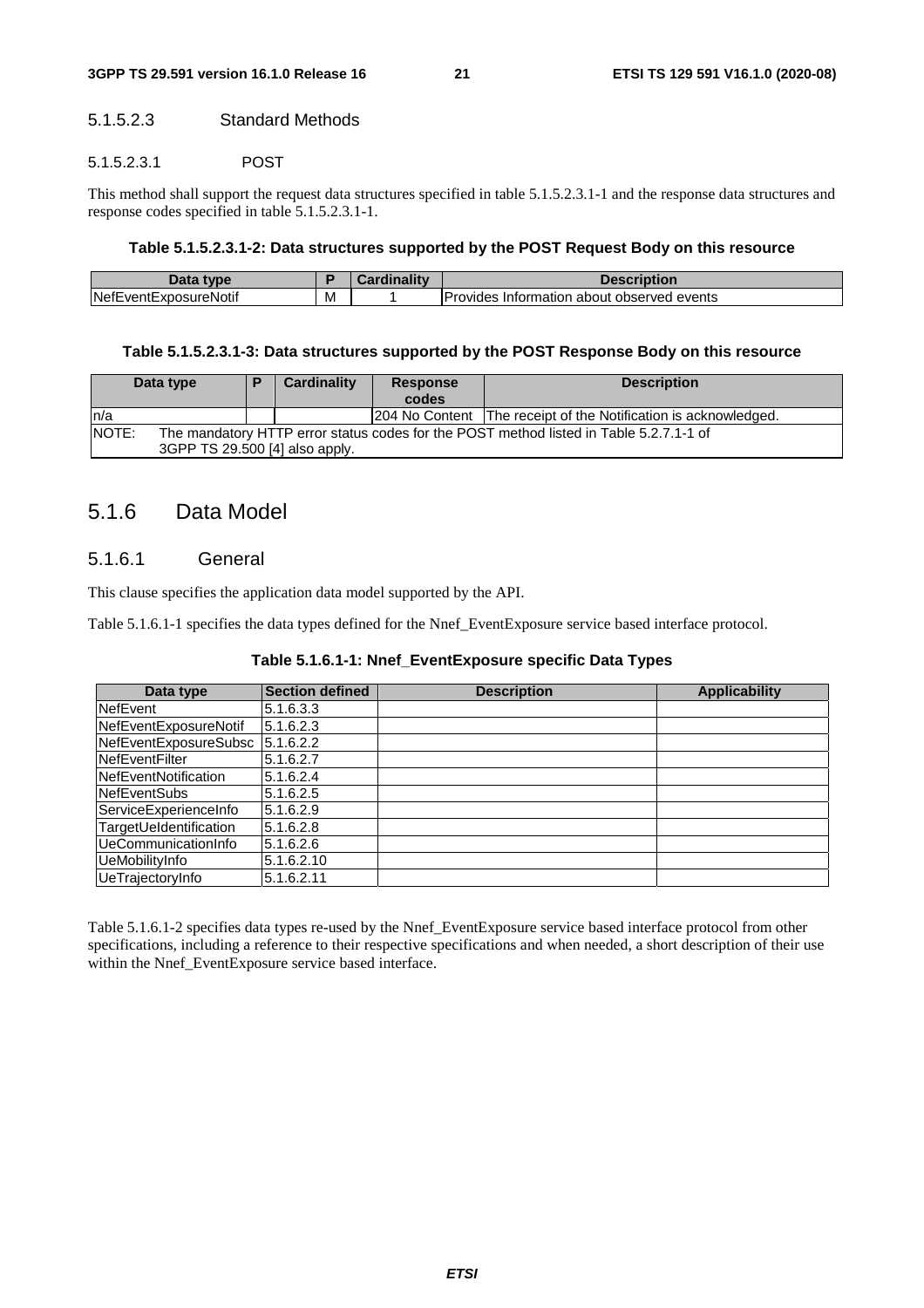##### 5.1.5.2.3 Standard Methods

###### 5.1.5.2.3.1 POST

This method shall support the request data structures specified in table 5.1.5.2.3.1-1 and the response data structures and response codes specified in table 5.1.5.2.3.1-1.

**Table 5.1.5.2.3.1-2: Data structures supported by the POST Request Body on this resource**

| Data type | P | Cardinality | Description |
|---|---|---|---|
| NefEventExposureNotif | M | 1 | Provides Information about observed events |

**Table 5.1.5.2.3.1-3: Data structures supported by the POST Response Body on this resource**

| Data type | P | Cardinality | Response codes | Description |
|---|---|---|---|---|
| n/a | | | 204 No Content | The receipt of the Notification is acknowledged. |
| NOTE: The mandatory HTTP error status codes for the POST method listed in Table 5.2.7.1-1 of 3GPP TS 29.500 [4] also apply. | | | | |

## 5.1.6 Data Model

### 5.1.6.1 General

This clause specifies the application data model supported by the API.

Table 5.1.6.1-1 specifies the data types defined for the Nnef_EventExposure service based interface protocol.

**Table 5.1.6.1-1: Nnef_EventExposure specific Data Types**

| Data type | Section defined | Description | Applicability |
|---|---|---|---|
| NefEvent | 5.1.6.3.3 | | |
| NefEventExposureNotif | 5.1.6.2.3 | | |
| NefEventExposureSubsc | 5.1.6.2.2 | | |
| NefEventFilter | 5.1.6.2.7 | | |
| NefEventNotification | 5.1.6.2.4 | | |
| NefEventSubs | 5.1.6.2.5 | | |
| ServiceExperienceInfo | 5.1.6.2.9 | | |
| TargetUeIdentification | 5.1.6.2.8 | | |
| UeCommunicationInfo | 5.1.6.2.6 | | |
| UeMobilityInfo | 5.1.6.2.10 | | |
| UeTrajectoryInfo | 5.1.6.2.11 | | |

Table 5.1.6.1-2 specifies data types re-used by the Nnef_EventExposure service based interface protocol from other specifications, including a reference to their respective specifications and when needed, a short description of their use within the Nnef_EventExposure service based interface.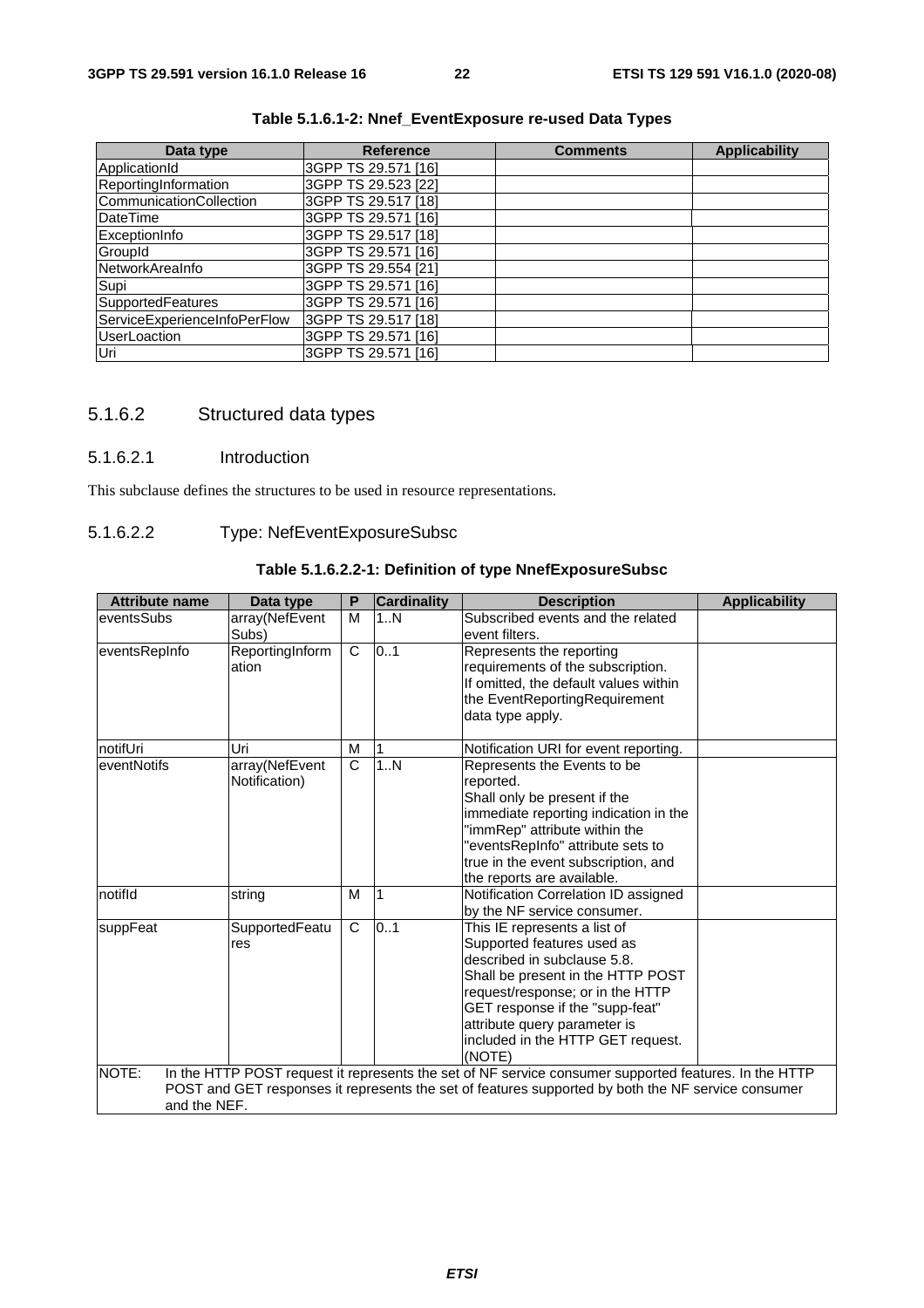**Table 5.1.6.1-2: Nnef_EventExposure re-used Data Types**

| Data type | Reference | Comments | Applicability |
|---|---|---|---|
| ApplicationId | 3GPP TS 29.571 [16] | | |
| ReportingInformation | 3GPP TS 29.523 [22] | | |
| CommunicationCollection | 3GPP TS 29.517 [18] | | |
| DateTime | 3GPP TS 29.571 [16] | | |
| ExceptionInfo | 3GPP TS 29.517 [18] | | |
| GroupId | 3GPP TS 29.571 [16] | | |
| NetworkAreaInfo | 3GPP TS 29.554 [21] | | |
| Supi | 3GPP TS 29.571 [16] | | |
| SupportedFeatures | 3GPP TS 29.571 [16] | | |
| ServiceExperienceInfoPerFlow | 3GPP TS 29.517 [18] | | |
| UserLoaction | 3GPP TS 29.571 [16] | | |
| Uri | 3GPP TS 29.571 [16] | | |

### 5.1.6.2 Structured data types

#### 5.1.6.2.1 Introduction

This subclause defines the structures to be used in resource representations.

#### 5.1.6.2.2 Type: NefEventExposureSubsc

**Table 5.1.6.2.2-1: Definition of type NnefExposureSubsc**

| Attribute name | Data type | P | Cardinality | Description | Applicability |
|---|---|---|---|---|---|
| eventsSubs | array(NefEventSubs) | M | 1..N | Subscribed events and the related event filters. | |
| eventsRepInfo | ReportingInformation | C | 0..1 | Represents the reporting requirements of the subscription. If omitted, the default values within the EventReportingRequirement data type apply. | |
| notifUri | Uri | M | 1 | Notification URI for event reporting. | |
| eventNotifs | array(NefEventNotification) | C | 1..N | Represents the Events to be reported. Shall only be present if the immediate reporting indication in the "immRep" attribute within the "eventsRepInfo" attribute sets to true in the event subscription, and the reports are available. | |
| notifId | string | M | 1 | Notification Correlation ID assigned by the NF service consumer. | |
| suppFeat | SupportedFeatures | C | 0..1 | This IE represents a list of Supported features used as described in subclause 5.8. Shall be present in the HTTP POST request/response; or in the HTTP GET response if the "supp-feat" attribute query parameter is included in the HTTP GET request. (NOTE) | |
| NOTE: In the HTTP POST request it represents the set of NF service consumer supported features. In the HTTP POST and GET responses it represents the set of features supported by both the NF service consumer and the NEF. | | | | | |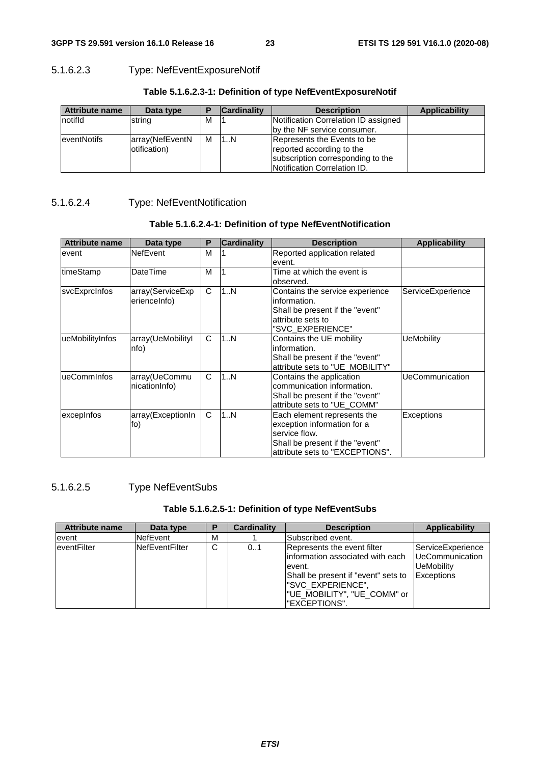#### 5.1.6.2.3 Type: NefEventExposureNotif

**Table 5.1.6.2.3-1: Definition of type NefEventExposureNotif**

| Attribute name | Data type | P | Cardinality | Description | Applicability |
|---|---|---|---|---|---|
| notifId | string | M | 1 | Notification Correlation ID assigned by the NF service consumer. | |
| eventNotifs | array(NefEventNotification) | M | 1..N | Represents the Events to be reported according to the subscription corresponding to the Notification Correlation ID. | |

#### 5.1.6.2.4 Type: NefEventNotification

**Table 5.1.6.2.4-1: Definition of type NefEventNotification**

| Attribute name | Data type | P | Cardinality | Description | Applicability |
|---|---|---|---|---|---|
| event | NefEvent | M | 1 | Reported application related event. | |
| timeStamp | DateTime | M | 1 | Time at which the event is observed. | |
| svcExprcInfos | array(ServiceExperienceInfo) | C | 1..N | Contains the service experience information. Shall be present if the "event" attribute sets to "SVC_EXPERIENCE" | ServiceExperience |
| ueMobilityInfos | array(UeMobilityInfo) | C | 1..N | Contains the UE mobility information. Shall be present if the "event" attribute sets to "UE_MOBILITY" | UeMobility |
| ueCommInfos | array(UeCommunicationInfo) | C | 1..N | Contains the application communication information. Shall be present if the "event" attribute sets to "UE_COMM" | UeCommunication |
| excepInfos | array(ExceptionInfo) | C | 1..N | Each element represents the exception information for a service flow. Shall be present if the "event" attribute sets to "EXCEPTIONS". | Exceptions |

#### 5.1.6.2.5 Type NefEventSubs

**Table 5.1.6.2.5-1: Definition of type NefEventSubs**

| Attribute name | Data type | P | Cardinality | Description | Applicability |
|---|---|---|---|---|---|
| event | NefEvent | M | 1 | Subscribed event. | |
| eventFilter | NefEventFilter | C | 0..1 | Represents the event filter information associated with each event. Shall be present if "event" sets to "SVC_EXPERIENCE", "UE_MOBILITY", "UE_COMM" or "EXCEPTIONS". | ServiceExperience UeCommunication UeMobility Exceptions |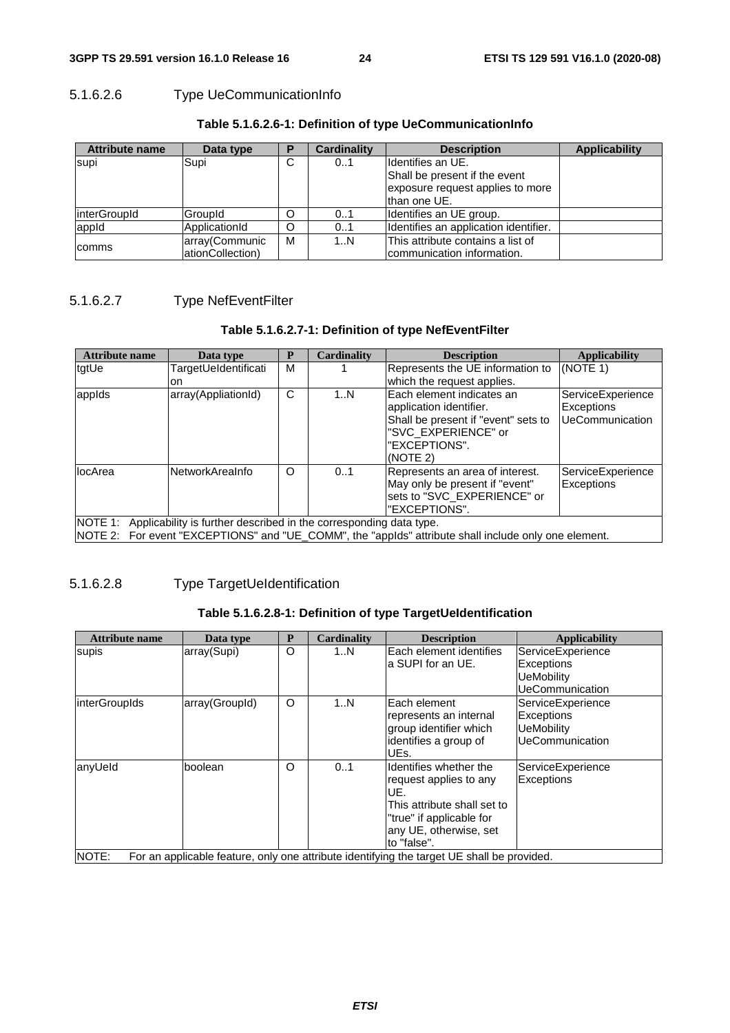#### 5.1.6.2.6 Type UeCommunicationInfo

**Table 5.1.6.2.6-1: Definition of type UeCommunicationInfo**

| Attribute name | Data type | P | Cardinality | Description | Applicability |
|---|---|---|---|---|---|
| supi | Supi | C | 0..1 | Identifies an UE.<br>Shall be present if the event exposure request applies to more than one UE. | |
| interGroupId | GroupId | O | 0..1 | Identifies an UE group. | |
| appId | ApplicationId | O | 0..1 | Identifies an application identifier. | |
| comms | array(CommunicationCollection) | M | 1..N | This attribute contains a list of communication information. | |

#### 5.1.6.2.7 Type NefEventFilter

**Table 5.1.6.2.7-1: Definition of type NefEventFilter**

| Attribute name | Data type | P | Cardinality | Description | Applicability |
|---|---|---|---|---|---|
| tgtUe | TargetUeIdentification | M | 1 | Represents the UE information to which the request applies. | (NOTE 1) |
| appIds | array(AppliationId) | C | 1..N | Each element indicates an application identifier.<br>Shall be present if "event" sets to "SVC_EXPERIENCE" or "EXCEPTIONS".<br>(NOTE 2) | ServiceExperience<br>Exceptions<br>UeCommunication |
| locArea | NetworkAreaInfo | O | 0..1 | Represents an area of interest.<br>May only be present if "event" sets to "SVC_EXPERIENCE" or "EXCEPTIONS". | ServiceExperience<br>Exceptions |
| NOTE 1: Applicability is further described in the corresponding data type.<br>NOTE 2: For event "EXCEPTIONS" and "UE_COMM", the "appIds" attribute shall include only one element. | | | | | |

#### 5.1.6.2.8 Type TargetUeIdentification

**Table 5.1.6.2.8-1: Definition of type TargetUeIdentification**

| Attribute name | Data type | P | Cardinality | Description | Applicability |
|---|---|---|---|---|---|
| supis | array(Supi) | O | 1..N | Each element identifies a SUPI for an UE. | ServiceExperience<br>Exceptions<br>UeMobility<br>UeCommunication |
| interGroupIds | array(GroupId) | O | 1..N | Each element represents an internal group identifier which identifies a group of UEs. | ServiceExperience<br>Exceptions<br>UeMobility<br>UeCommunication |
| anyUeId | boolean | O | 0..1 | Identifies whether the request applies to any UE.<br>This attribute shall set to "true" if applicable for any UE, otherwise, set to "false". | ServiceExperience<br>Exceptions |
| NOTE: For an applicable feature, only one attribute identifying the target UE shall be provided. | | | | | |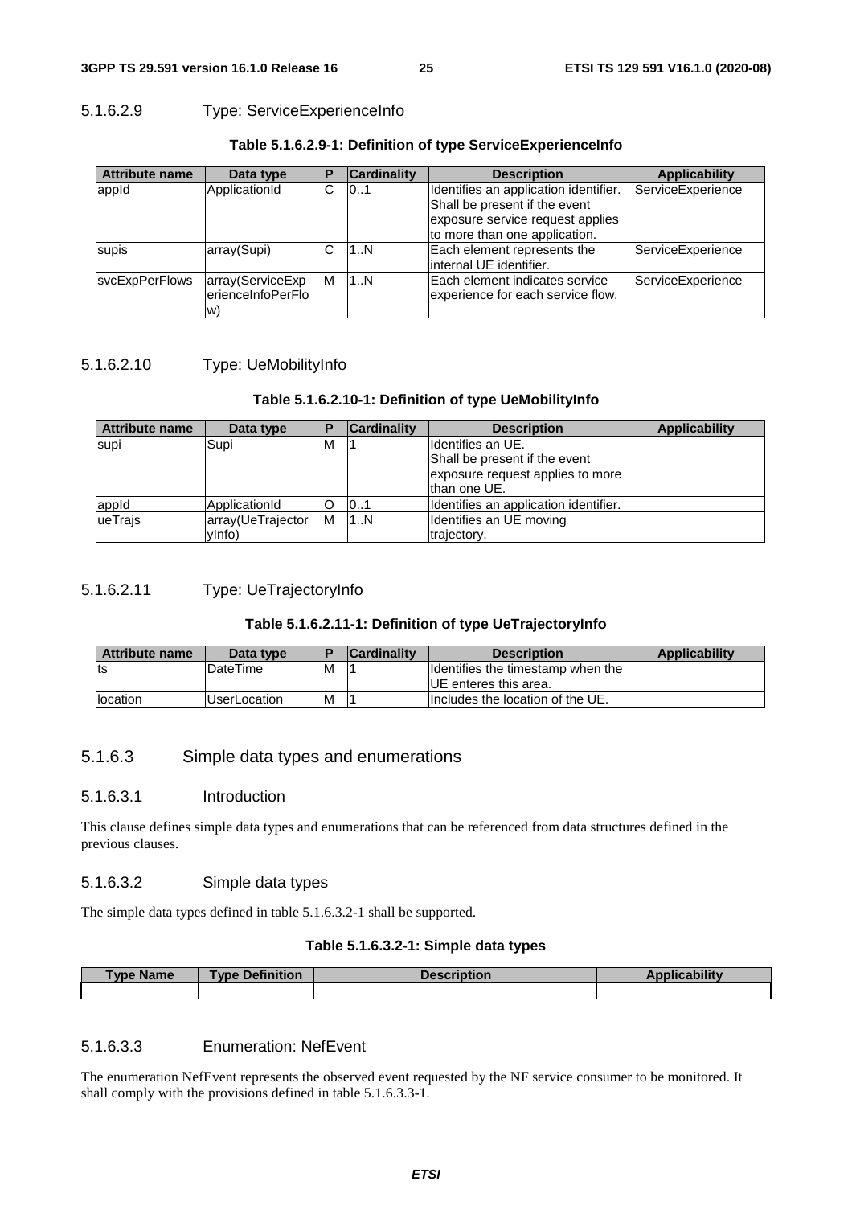#### 5.1.6.2.9 Type: ServiceExperienceInfo

**Table 5.1.6.2.9-1: Definition of type ServiceExperienceInfo**

| Attribute name | Data type | P | Cardinality | Description | Applicability |
|---|---|---|---|---|---|
| appId | ApplicationId | C | 0..1 | Identifies an application identifier. Shall be present if the event exposure service request applies to more than one application. | ServiceExperience |
| supis | array(Supi) | C | 1..N | Each element represents the internal UE identifier. | ServiceExperience |
| svcExpPerFlows | array(ServiceExperienceInfoPerFlow) | M | 1..N | Each element indicates service experience for each service flow. | ServiceExperience |

#### 5.1.6.2.10 Type: UeMobilityInfo

**Table 5.1.6.2.10-1: Definition of type UeMobilityInfo**

| Attribute name | Data type | P | Cardinality | Description | Applicability |
|---|---|---|---|---|---|
| supi | Supi | M | 1 | Identifies an UE. Shall be present if the event exposure request applies to more than one UE. | |
| appId | ApplicationId | O | 0..1 | Identifies an application identifier. | |
| ueTrajs | array(UeTrajectoryInfo) | M | 1..N | Identifies an UE moving trajectory. | |

#### 5.1.6.2.11 Type: UeTrajectoryInfo

**Table 5.1.6.2.11-1: Definition of type UeTrajectoryInfo**

| Attribute name | Data type | P | Cardinality | Description | Applicability |
|---|---|---|---|---|---|
| ts | DateTime | M | 1 | Identifies the timestamp when the UE enteres this area. | |
| location | UserLocation | M | 1 | Includes the location of the UE. | |

### 5.1.6.3 Simple data types and enumerations

#### 5.1.6.3.1 Introduction

This clause defines simple data types and enumerations that can be referenced from data structures defined in the previous clauses.

#### 5.1.6.3.2 Simple data types

The simple data types defined in table 5.1.6.3.2-1 shall be supported.

**Table 5.1.6.3.2-1: Simple data types**

| Type Name | Type Definition | Description | Applicability |
|---|---|---|---|
| | | | |

#### 5.1.6.3.3 Enumeration: NefEvent

The enumeration NefEvent represents the observed event requested by the NF service consumer to be monitored. It shall comply with the provisions defined in table 5.1.6.3.3-1.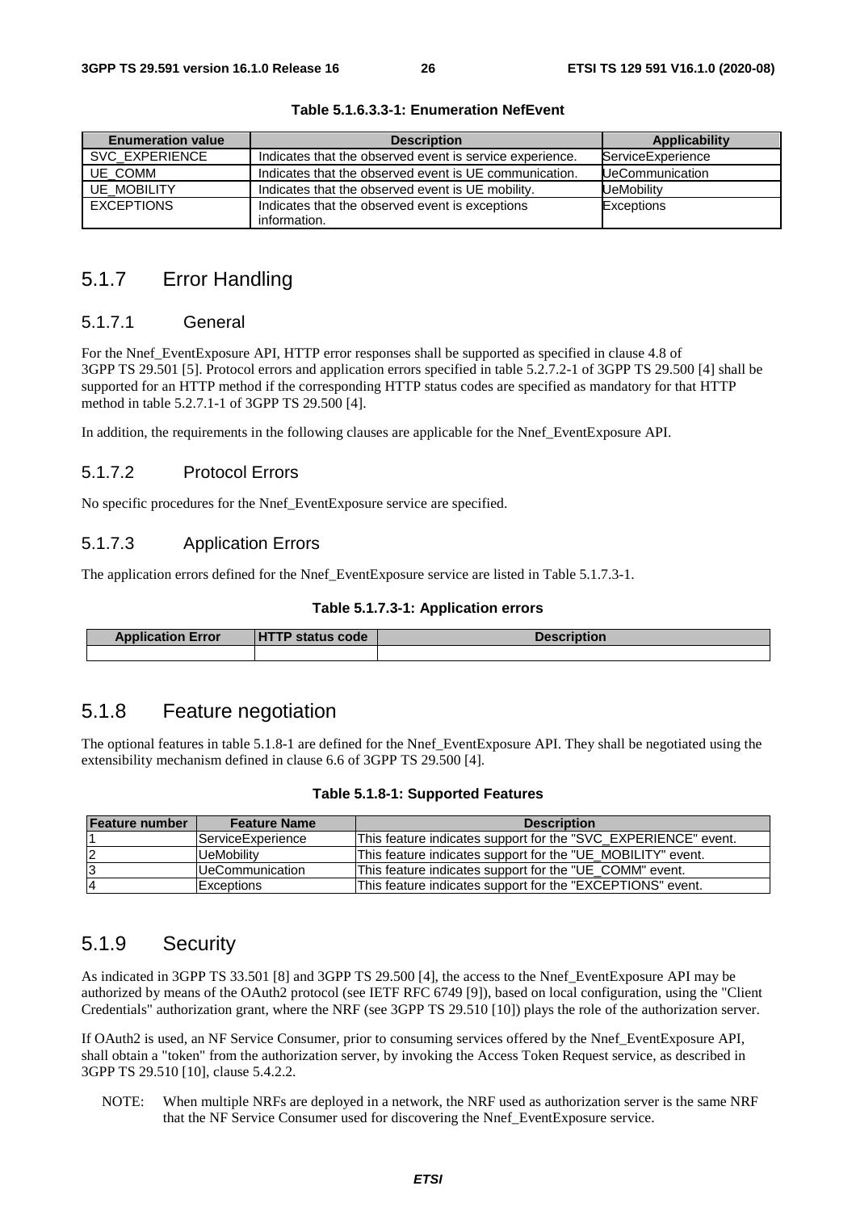**Table 5.1.6.3.3-1: Enumeration NefEvent**

| Enumeration value | Description | Applicability |
| --- | --- | --- |
| SVC_EXPERIENCE | Indicates that the observed event is service experience. | ServiceExperience |
| UE_COMM | Indicates that the observed event is UE communication. | UeCommunication |
| UE_MOBILITY | Indicates that the observed event is UE mobility. | UeMobility |
| EXCEPTIONS | Indicates that the observed event is exceptions information. | Exceptions |

## 5.1.7 Error Handling

### 5.1.7.1 General

For the Nnef_EventExposure API, HTTP error responses shall be supported as specified in clause 4.8 of 3GPP TS 29.501 [5]. Protocol errors and application errors specified in table 5.2.7.2-1 of 3GPP TS 29.500 [4] shall be supported for an HTTP method if the corresponding HTTP status codes are specified as mandatory for that HTTP method in table 5.2.7.1-1 of 3GPP TS 29.500 [4].

In addition, the requirements in the following clauses are applicable for the Nnef_EventExposure API.

### 5.1.7.2 Protocol Errors

No specific procedures for the Nnef_EventExposure service are specified.

### 5.1.7.3 Application Errors

The application errors defined for the Nnef_EventExposure service are listed in Table 5.1.7.3-1.

**Table 5.1.7.3-1: Application errors**

| Application Error | HTTP status code | Description |
| --- | --- | --- |
| | | |

## 5.1.8 Feature negotiation

The optional features in table 5.1.8-1 are defined for the Nnef_EventExposure API. They shall be negotiated using the extensibility mechanism defined in clause 6.6 of 3GPP TS 29.500 [4].

**Table 5.1.8-1: Supported Features**

| Feature number | Feature Name | Description |
| --- | --- | --- |
| 1 | ServiceExperience | This feature indicates support for the "SVC_EXPERIENCE" event. |
| 2 | UeMobility | This feature indicates support for the "UE_MOBILITY" event. |
| 3 | UeCommunication | This feature indicates support for the "UE_COMM" event. |
| 4 | Exceptions | This feature indicates support for the "EXCEPTIONS" event. |

## 5.1.9 Security

As indicated in 3GPP TS 33.501 [8] and 3GPP TS 29.500 [4], the access to the Nnef_EventExposure API may be authorized by means of the OAuth2 protocol (see IETF RFC 6749 [9]), based on local configuration, using the "Client Credentials" authorization grant, where the NRF (see 3GPP TS 29.510 [10]) plays the role of the authorization server.

If OAuth2 is used, an NF Service Consumer, prior to consuming services offered by the Nnef_EventExposure API, shall obtain a "token" from the authorization server, by invoking the Access Token Request service, as described in 3GPP TS 29.510 [10], clause 5.4.2.2.

NOTE: When multiple NRFs are deployed in a network, the NRF used as authorization server is the same NRF that the NF Service Consumer used for discovering the Nnef_EventExposure service.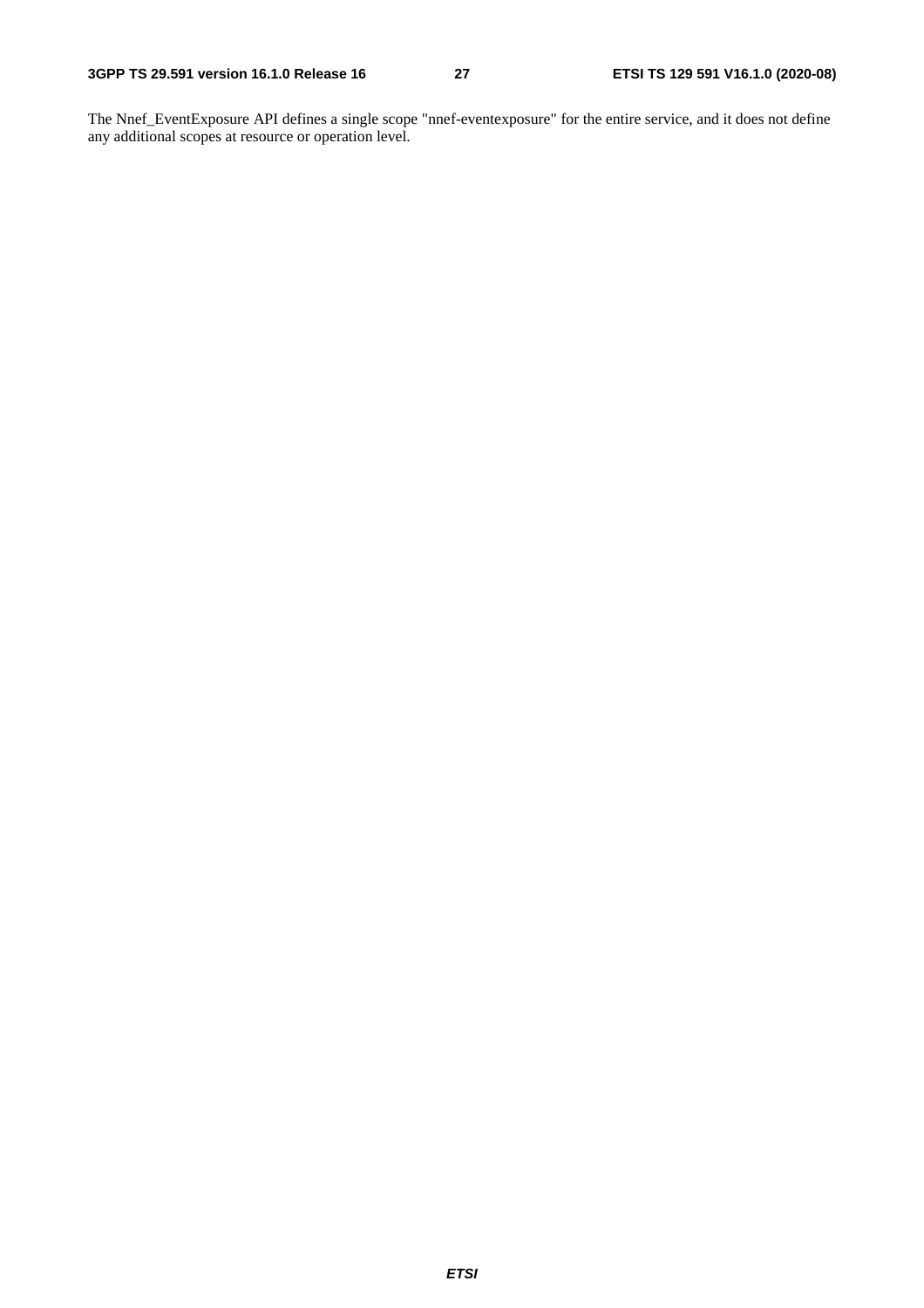The Nnef_EventExposure API defines a single scope "nnef-eventexposure" for the entire service, and it does not define any additional scopes at resource or operation level.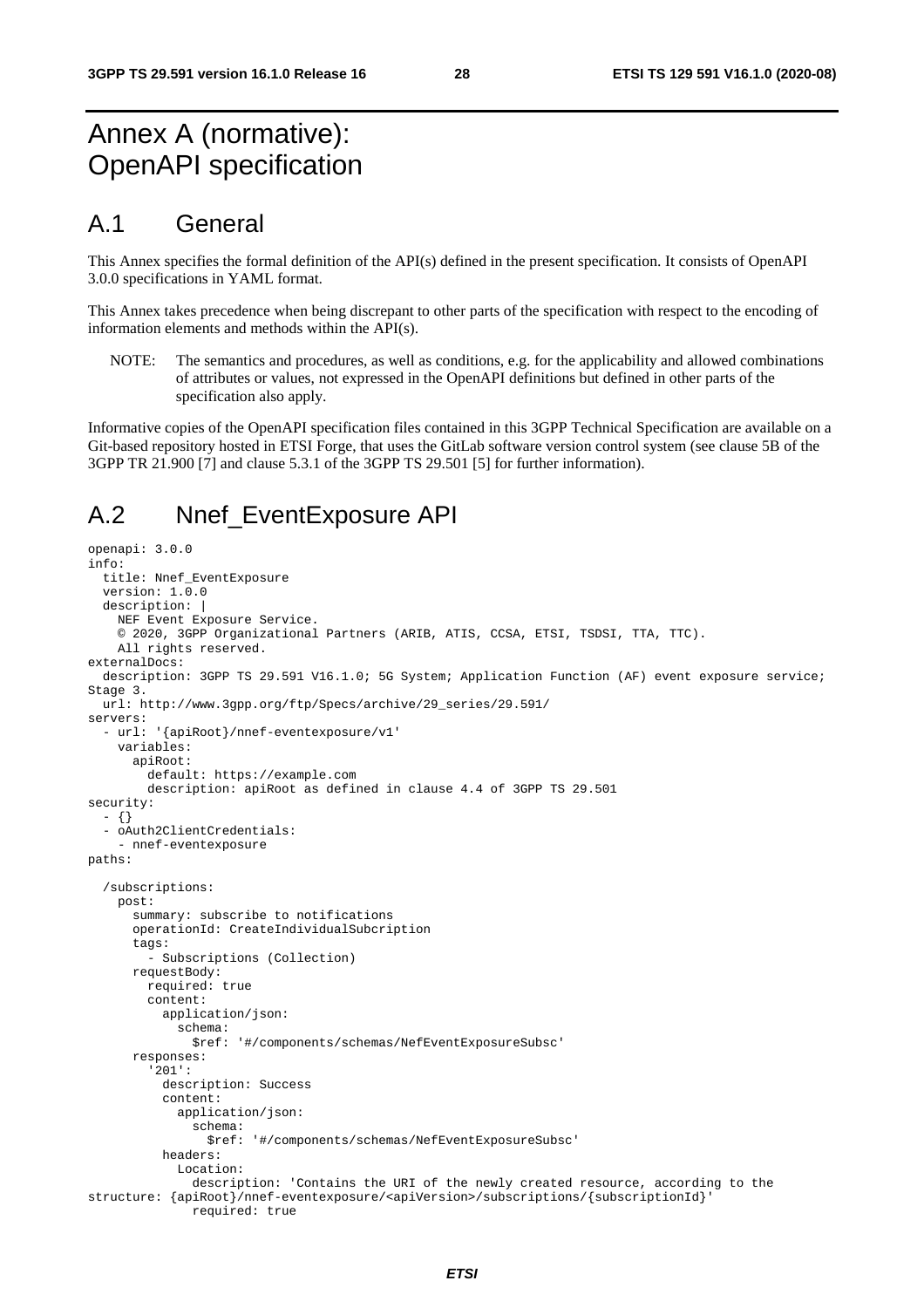# Annex A (normative): OpenAPI specification

## A.1 General

This Annex specifies the formal definition of the API(s) defined in the present specification. It consists of OpenAPI 3.0.0 specifications in YAML format.

This Annex takes precedence when being discrepant to other parts of the specification with respect to the encoding of information elements and methods within the API(s).

NOTE: The semantics and procedures, as well as conditions, e.g. for the applicability and allowed combinations of attributes or values, not expressed in the OpenAPI definitions but defined in other parts of the specification also apply.

Informative copies of the OpenAPI specification files contained in this 3GPP Technical Specification are available on a Git-based repository hosted in ETSI Forge, that uses the GitLab software version control system (see clause 5B of the 3GPP TR 21.900 [7] and clause 5.3.1 of the 3GPP TS 29.501 [5] for further information).

## A.2 Nnef_EventExposure API

```
openapi: 3.0.0
info:
  title: Nnef_EventExposure
  version: 1.0.0
  description: |
    NEF Event Exposure Service.
    © 2020, 3GPP Organizational Partners (ARIB, ATIS, CCSA, ETSI, TSDSI, TTA, TTC).
    All rights reserved.
externalDocs:
  description: 3GPP TS 29.591 V16.1.0; 5G System; Application Function (AF) event exposure service; 
Stage 3.
  url: http://www.3gpp.org/ftp/Specs/archive/29_series/29.591/
servers:
  - url: '{apiRoot}/nnef-eventexposure/v1'
    variables:
      apiRoot:
        default: https://example.com
        description: apiRoot as defined in clause 4.4 of 3GPP TS 29.501
security:
  - {}
  - oAuth2ClientCredentials:
    - nnef-eventexposure
paths:

  /subscriptions:
    post:
      summary: subscribe to notifications
      operationId: CreateIndividualSubcription
      tags:
        - Subscriptions (Collection)
      requestBody:
        required: true
        content:
          application/json:
            schema:
              $ref: '#/components/schemas/NefEventExposureSubsc'
      responses:
        '201':
          description: Success
          content:
            application/json:
              schema:
                $ref: '#/components/schemas/NefEventExposureSubsc'
          headers:
            Location:
              description: 'Contains the URI of the newly created resource, according to the 
structure: {apiRoot}/nnef-eventexposure/<apiVersion>/subscriptions/{subscriptionId}'
              required: true
```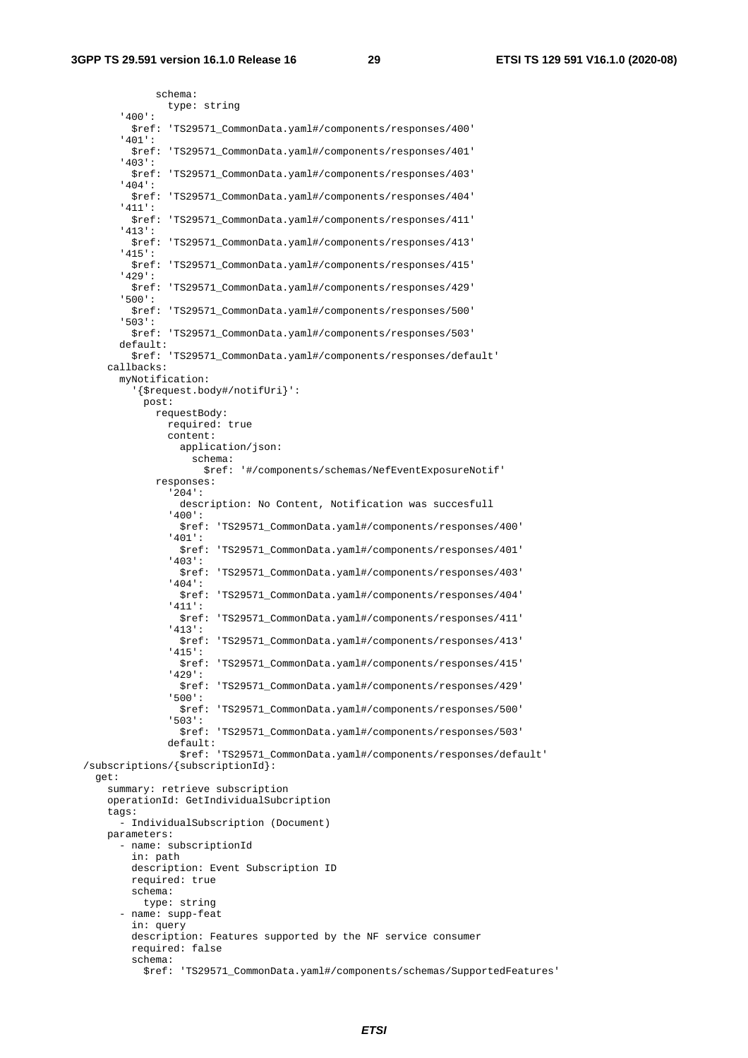```
            schema:
              type: string
        '400':
          $ref: 'TS29571_CommonData.yaml#/components/responses/400'
        '401':
          $ref: 'TS29571_CommonData.yaml#/components/responses/401'
        '403':
          $ref: 'TS29571_CommonData.yaml#/components/responses/403'
        '404':
          $ref: 'TS29571_CommonData.yaml#/components/responses/404'
        '411':
          $ref: 'TS29571_CommonData.yaml#/components/responses/411'
        '413':
          $ref: 'TS29571_CommonData.yaml#/components/responses/413'
        '415':
          $ref: 'TS29571_CommonData.yaml#/components/responses/415'
        '429':
          $ref: 'TS29571_CommonData.yaml#/components/responses/429'
        '500':
          $ref: 'TS29571_CommonData.yaml#/components/responses/500'
        '503':
          $ref: 'TS29571_CommonData.yaml#/components/responses/503'
        default:
          $ref: 'TS29571_CommonData.yaml#/components/responses/default'
      callbacks:
        myNotification:
          '{$request.body#/notifUri}':
            post:
              requestBody:
                required: true
                content:
                  application/json:
                    schema:
                      $ref: '#/components/schemas/NefEventExposureNotif'
              responses:
                '204':
                  description: No Content, Notification was succesfull
                '400':
                  $ref: 'TS29571_CommonData.yaml#/components/responses/400'
                '401':
                  $ref: 'TS29571_CommonData.yaml#/components/responses/401'
                '403':
                  $ref: 'TS29571_CommonData.yaml#/components/responses/403'
                '404':
                  $ref: 'TS29571_CommonData.yaml#/components/responses/404'
                '411':
                  $ref: 'TS29571_CommonData.yaml#/components/responses/411'
                '413':
                  $ref: 'TS29571_CommonData.yaml#/components/responses/413'
                '415':
                  $ref: 'TS29571_CommonData.yaml#/components/responses/415'
                '429':
                  $ref: 'TS29571_CommonData.yaml#/components/responses/429'
                '500':
                  $ref: 'TS29571_CommonData.yaml#/components/responses/500'
                '503':
                  $ref: 'TS29571_CommonData.yaml#/components/responses/503'
                default:
                  $ref: 'TS29571_CommonData.yaml#/components/responses/default'
  /subscriptions/{subscriptionId}:
    get:
      summary: retrieve subscription
      operationId: GetIndividualSubcription
      tags:
        - IndividualSubscription (Document)
      parameters:
        - name: subscriptionId
          in: path
          description: Event Subscription ID
          required: true
          schema:
            type: string
        - name: supp-feat
          in: query
          description: Features supported by the NF service consumer
          required: false
          schema:
            $ref: 'TS29571_CommonData.yaml#/components/schemas/SupportedFeatures'
```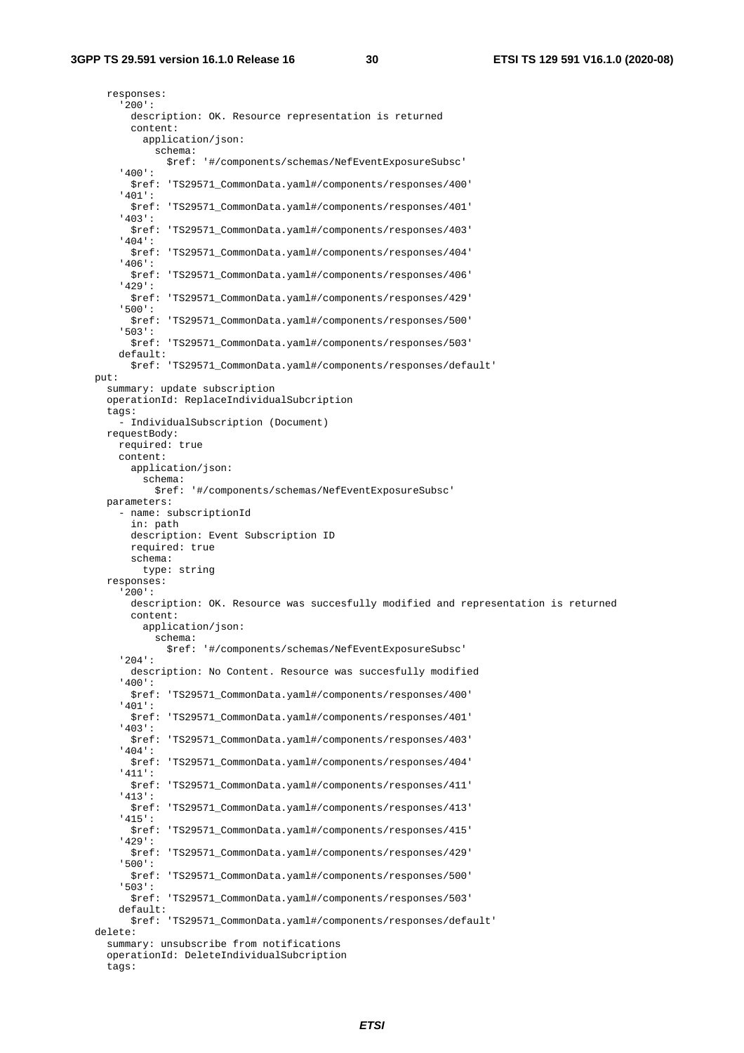```
      responses:
        '200':
          description: OK. Resource representation is returned
          content:
            application/json:
              schema:
                $ref: '#/components/schemas/NefEventExposureSubsc'
        '400':
          $ref: 'TS29571_CommonData.yaml#/components/responses/400'
        '401':
          $ref: 'TS29571_CommonData.yaml#/components/responses/401'
        '403':
          $ref: 'TS29571_CommonData.yaml#/components/responses/403'
        '404':
          $ref: 'TS29571_CommonData.yaml#/components/responses/404'
        '406':
          $ref: 'TS29571_CommonData.yaml#/components/responses/406'
        '429':
          $ref: 'TS29571_CommonData.yaml#/components/responses/429'
        '500':
          $ref: 'TS29571_CommonData.yaml#/components/responses/500'
        '503':
          $ref: 'TS29571_CommonData.yaml#/components/responses/503'
        default:
          $ref: 'TS29571_CommonData.yaml#/components/responses/default'
    put:
      summary: update subscription
      operationId: ReplaceIndividualSubcription
      tags:
        - IndividualSubscription (Document)
      requestBody:
        required: true
        content:
          application/json:
            schema:
              $ref: '#/components/schemas/NefEventExposureSubsc'
      parameters:
        - name: subscriptionId
          in: path
          description: Event Subscription ID
          required: true
          schema:
            type: string
      responses:
        '200':
          description: OK. Resource was succesfully modified and representation is returned
          content:
            application/json:
              schema:
                $ref: '#/components/schemas/NefEventExposureSubsc'
        '204':
          description: No Content. Resource was succesfully modified
        '400':
          $ref: 'TS29571_CommonData.yaml#/components/responses/400'
        '401':
          $ref: 'TS29571_CommonData.yaml#/components/responses/401'
        '403':
          $ref: 'TS29571_CommonData.yaml#/components/responses/403'
        '404':
          $ref: 'TS29571_CommonData.yaml#/components/responses/404'
        '411':
          $ref: 'TS29571_CommonData.yaml#/components/responses/411'
        '413':
          $ref: 'TS29571_CommonData.yaml#/components/responses/413'
        '415':
          $ref: 'TS29571_CommonData.yaml#/components/responses/415'
        '429':
          $ref: 'TS29571_CommonData.yaml#/components/responses/429'
        '500':
          $ref: 'TS29571_CommonData.yaml#/components/responses/500'
        '503':
          $ref: 'TS29571_CommonData.yaml#/components/responses/503'
        default:
          $ref: 'TS29571_CommonData.yaml#/components/responses/default'
    delete:
      summary: unsubscribe from notifications
      operationId: DeleteIndividualSubcription
      tags:
```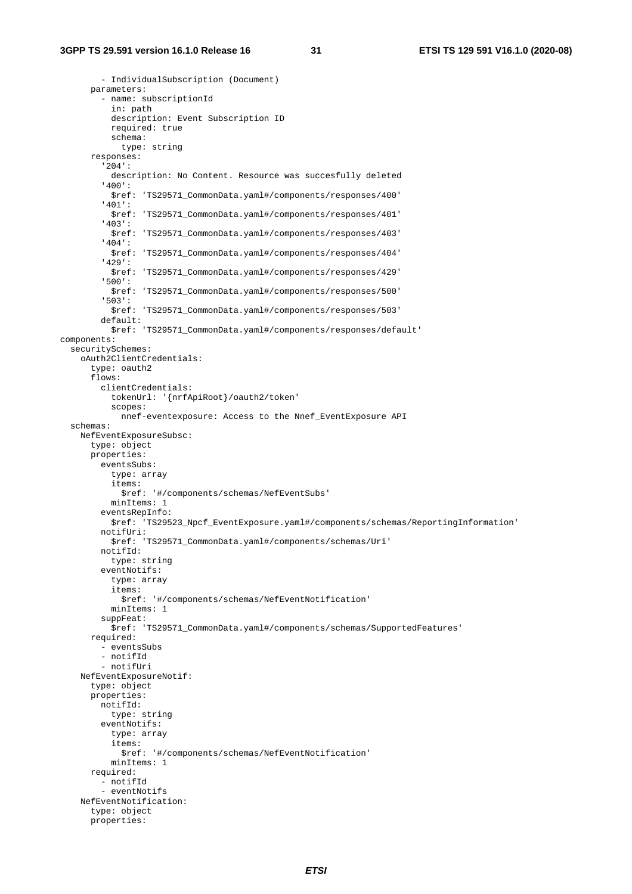```
        - IndividualSubscription (Document)
      parameters:
        - name: subscriptionId
          in: path
          description: Event Subscription ID
          required: true
          schema:
            type: string
      responses:
        '204':
          description: No Content. Resource was succesfully deleted
        '400':
          $ref: 'TS29571_CommonData.yaml#/components/responses/400'
        '401':
          $ref: 'TS29571_CommonData.yaml#/components/responses/401'
        '403':
          $ref: 'TS29571_CommonData.yaml#/components/responses/403'
        '404':
          $ref: 'TS29571_CommonData.yaml#/components/responses/404'
        '429':
          $ref: 'TS29571_CommonData.yaml#/components/responses/429'
        '500':
          $ref: 'TS29571_CommonData.yaml#/components/responses/500'
        '503':
          $ref: 'TS29571_CommonData.yaml#/components/responses/503'
        default:
          $ref: 'TS29571_CommonData.yaml#/components/responses/default'
components:
  securitySchemes:
    oAuth2ClientCredentials:
      type: oauth2
      flows:
        clientCredentials:
          tokenUrl: '{nrfApiRoot}/oauth2/token'
          scopes:
            nnef-eventexposure: Access to the Nnef_EventExposure API
  schemas:
    NefEventExposureSubsc:
      type: object
      properties:
        eventsSubs:
          type: array
          items:
            $ref: '#/components/schemas/NefEventSubs'
          minItems: 1
        eventsRepInfo:
          $ref: 'TS29523_Npcf_EventExposure.yaml#/components/schemas/ReportingInformation'
        notifUri:
          $ref: 'TS29571_CommonData.yaml#/components/schemas/Uri'
        notifId:
          type: string
        eventNotifs:
          type: array
          items:
            $ref: '#/components/schemas/NefEventNotification'
          minItems: 1
        suppFeat:
          $ref: 'TS29571_CommonData.yaml#/components/schemas/SupportedFeatures'
      required:
        - eventsSubs
        - notifId
        - notifUri
    NefEventExposureNotif:
      type: object
      properties:
        notifId:
          type: string
        eventNotifs:
          type: array
          items:
            $ref: '#/components/schemas/NefEventNotification'
          minItems: 1
      required:
        - notifId
        - eventNotifs
    NefEventNotification:
      type: object
      properties:
```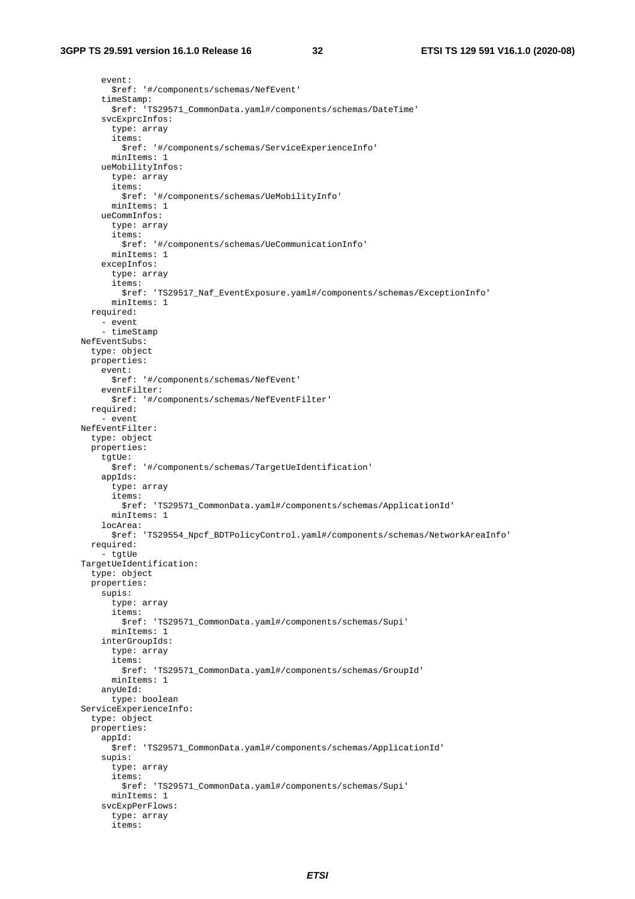```
        event:
          $ref: '#/components/schemas/NefEvent'
        timeStamp:
          $ref: 'TS29571_CommonData.yaml#/components/schemas/DateTime'
        svcExprcInfos:
          type: array
          items:
            $ref: '#/components/schemas/ServiceExperienceInfo'
          minItems: 1
        ueMobilityInfos:
          type: array
          items:
            $ref: '#/components/schemas/UeMobilityInfo'
          minItems: 1
        ueCommInfos:
          type: array
          items:
            $ref: '#/components/schemas/UeCommunicationInfo'
          minItems: 1
        excepInfos:
          type: array
          items:
            $ref: 'TS29517_Naf_EventExposure.yaml#/components/schemas/ExceptionInfo'
          minItems: 1
      required:
        - event
        - timeStamp
    NefEventSubs:
      type: object
      properties:
        event:
          $ref: '#/components/schemas/NefEvent'
        eventFilter:
          $ref: '#/components/schemas/NefEventFilter'
      required:
        - event
    NefEventFilter:
      type: object
      properties:
        tgtUe:
          $ref: '#/components/schemas/TargetUeIdentification'
        appIds:
          type: array
          items:
            $ref: 'TS29571_CommonData.yaml#/components/schemas/ApplicationId'
          minItems: 1
        locArea:
          $ref: 'TS29554_Npcf_BDTPolicyControl.yaml#/components/schemas/NetworkAreaInfo'
      required:
        - tgtUe
    TargetUeIdentification:
      type: object
      properties:
        supis:
          type: array
          items:
            $ref: 'TS29571_CommonData.yaml#/components/schemas/Supi'
          minItems: 1
        interGroupIds:
          type: array
          items:
            $ref: 'TS29571_CommonData.yaml#/components/schemas/GroupId'
          minItems: 1
        anyUeId:
          type: boolean
    ServiceExperienceInfo:
      type: object
      properties:
        appId:
          $ref: 'TS29571_CommonData.yaml#/components/schemas/ApplicationId'
        supis:
          type: array
          items:
            $ref: 'TS29571_CommonData.yaml#/components/schemas/Supi'
          minItems: 1
        svcExpPerFlows:
          type: array
          items:
```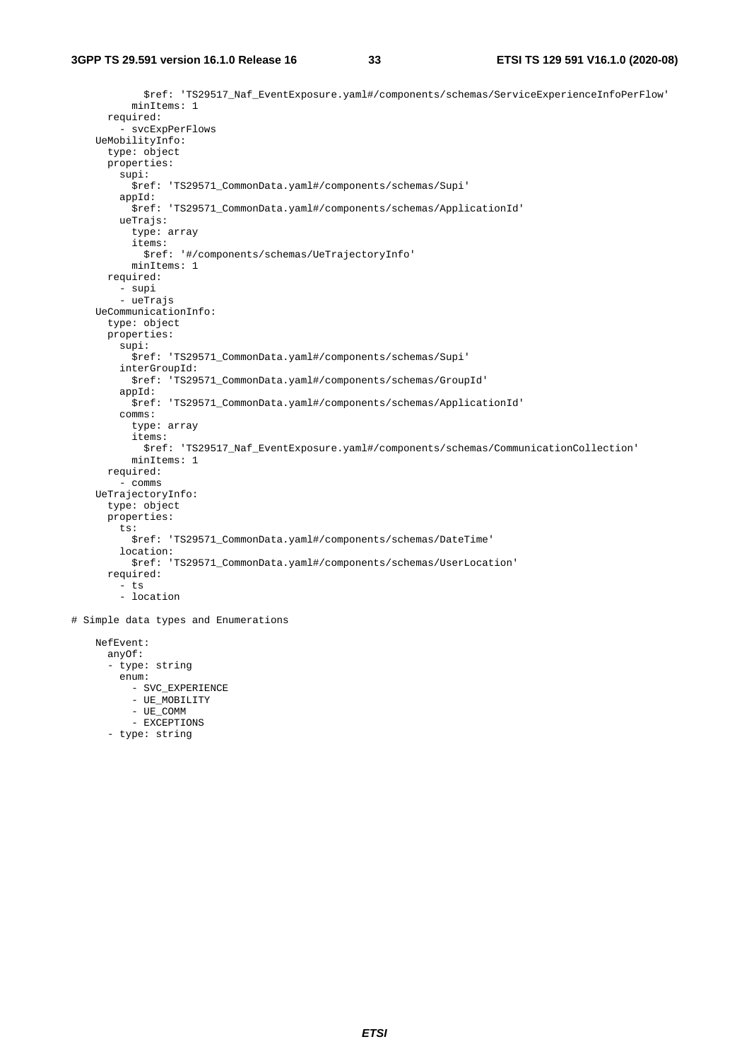```
            $ref: 'TS29517_Naf_EventExposure.yaml#/components/schemas/ServiceExperienceInfoPerFlow'
          minItems: 1
      required:
        - svcExpPerFlows
    UeMobilityInfo:
      type: object
      properties:
        supi:
          $ref: 'TS29571_CommonData.yaml#/components/schemas/Supi'
        appId:
          $ref: 'TS29571_CommonData.yaml#/components/schemas/ApplicationId'
        ueTrajs:
          type: array
          items:
            $ref: '#/components/schemas/UeTrajectoryInfo'
          minItems: 1
      required:
        - supi
        - ueTrajs
    UeCommunicationInfo:
      type: object
      properties:
        supi:
          $ref: 'TS29571_CommonData.yaml#/components/schemas/Supi'
        interGroupId:
          $ref: 'TS29571_CommonData.yaml#/components/schemas/GroupId'
        appId:
          $ref: 'TS29571_CommonData.yaml#/components/schemas/ApplicationId'
        comms:
          type: array
          items:
            $ref: 'TS29517_Naf_EventExposure.yaml#/components/schemas/CommunicationCollection'
          minItems: 1
      required:
        - comms
    UeTrajectoryInfo:
      type: object
      properties:
        ts:
          $ref: 'TS29571_CommonData.yaml#/components/schemas/DateTime'
        location:
          $ref: 'TS29571_CommonData.yaml#/components/schemas/UserLocation'
      required:
        - ts
        - location

# Simple data types and Enumerations

    NefEvent:
      anyOf:
      - type: string
        enum:
          - SVC_EXPERIENCE
          - UE_MOBILITY
          - UE_COMM
          - EXCEPTIONS
      - type: string
```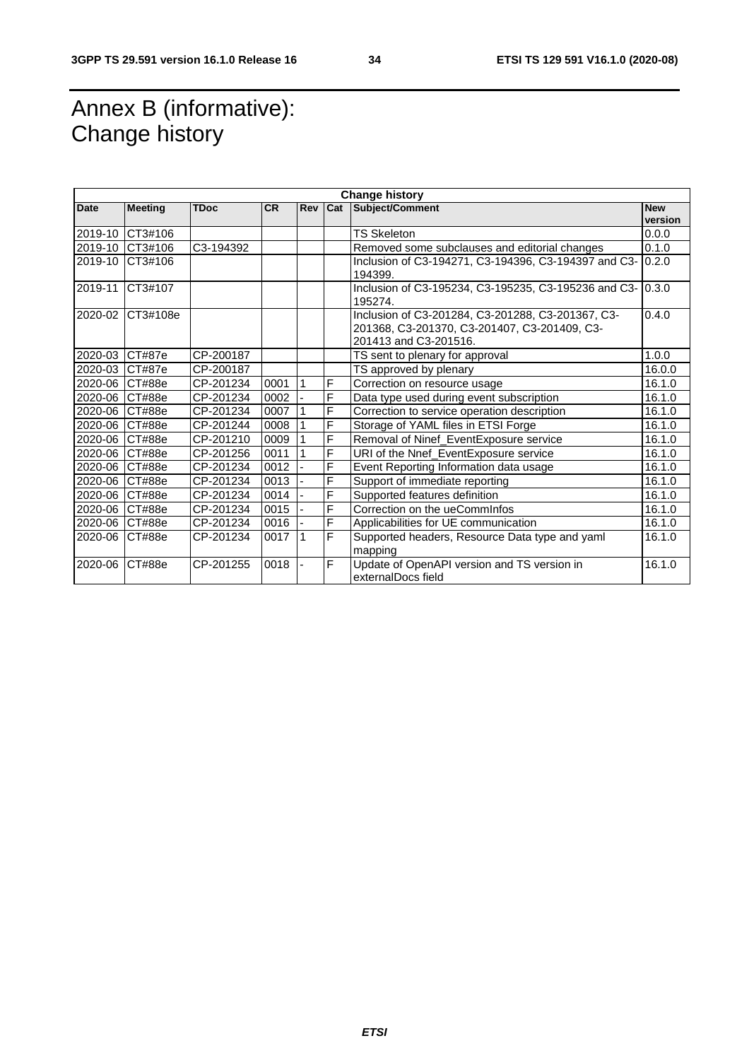# Annex B (informative): Change history

| Change history | | | | | | | |
|---|---|---|---|---|---|---|---|
| **Date** | **Meeting** | **TDoc** | **CR** | **Rev** | **Cat** | **Subject/Comment** | **New version** |
| 2019-10 | CT3#106 | | | | | TS Skeleton | 0.0.0 |
| 2019-10 | CT3#106 | C3-194392 | | | | Removed some subclauses and editorial changes | 0.1.0 |
| 2019-10 | CT3#106 | | | | | Inclusion of C3-194271, C3-194396, C3-194397 and C3-194399. | 0.2.0 |
| 2019-11 | CT3#107 | | | | | Inclusion of C3-195234, C3-195235, C3-195236 and C3-195274. | 0.3.0 |
| 2020-02 | CT3#108e | | | | | Inclusion of C3-201284, C3-201288, C3-201367, C3-201368, C3-201370, C3-201407, C3-201409, C3-201413 and C3-201516. | 0.4.0 |
| 2020-03 | CT#87e | CP-200187 | | | | TS sent to plenary for approval | 1.0.0 |
| 2020-03 | CT#87e | CP-200187 | | | | TS approved by plenary | 16.0.0 |
| 2020-06 | CT#88e | CP-201234 | 0001 | 1 | F | Correction on resource usage | 16.1.0 |
| 2020-06 | CT#88e | CP-201234 | 0002 | - | F | Data type used during event subscription | 16.1.0 |
| 2020-06 | CT#88e | CP-201234 | 0007 | 1 | F | Correction to service operation description | 16.1.0 |
| 2020-06 | CT#88e | CP-201244 | 0008 | 1 | F | Storage of YAML files in ETSI Forge | 16.1.0 |
| 2020-06 | CT#88e | CP-201210 | 0009 | 1 | F | Removal of Ninef_EventExposure service | 16.1.0 |
| 2020-06 | CT#88e | CP-201256 | 0011 | 1 | F | URI of the Nnef_EventExposure service | 16.1.0 |
| 2020-06 | CT#88e | CP-201234 | 0012 | - | F | Event Reporting Information data usage | 16.1.0 |
| 2020-06 | CT#88e | CP-201234 | 0013 | - | F | Support of immediate reporting | 16.1.0 |
| 2020-06 | CT#88e | CP-201234 | 0014 | - | F | Supported features definition | 16.1.0 |
| 2020-06 | CT#88e | CP-201234 | 0015 | - | F | Correction on the ueCommInfos | 16.1.0 |
| 2020-06 | CT#88e | CP-201234 | 0016 | - | F | Applicabilities for UE communication | 16.1.0 |
| 2020-06 | CT#88e | CP-201234 | 0017 | 1 | F | Supported headers, Resource Data type and yaml mapping | 16.1.0 |
| 2020-06 | CT#88e | CP-201255 | 0018 | - | F | Update of OpenAPI version and TS version in externalDocs field | 16.1.0 |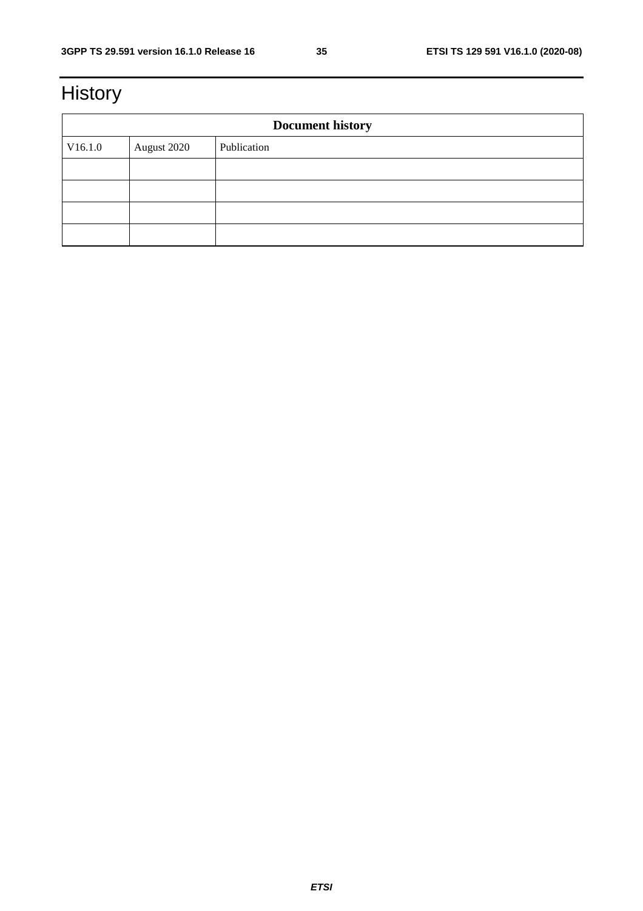# History

| Document history | | |
| --- | --- | --- |
| V16.1.0 | August 2020 | Publication |
| | | |
| | | |
| | | |
| | | |